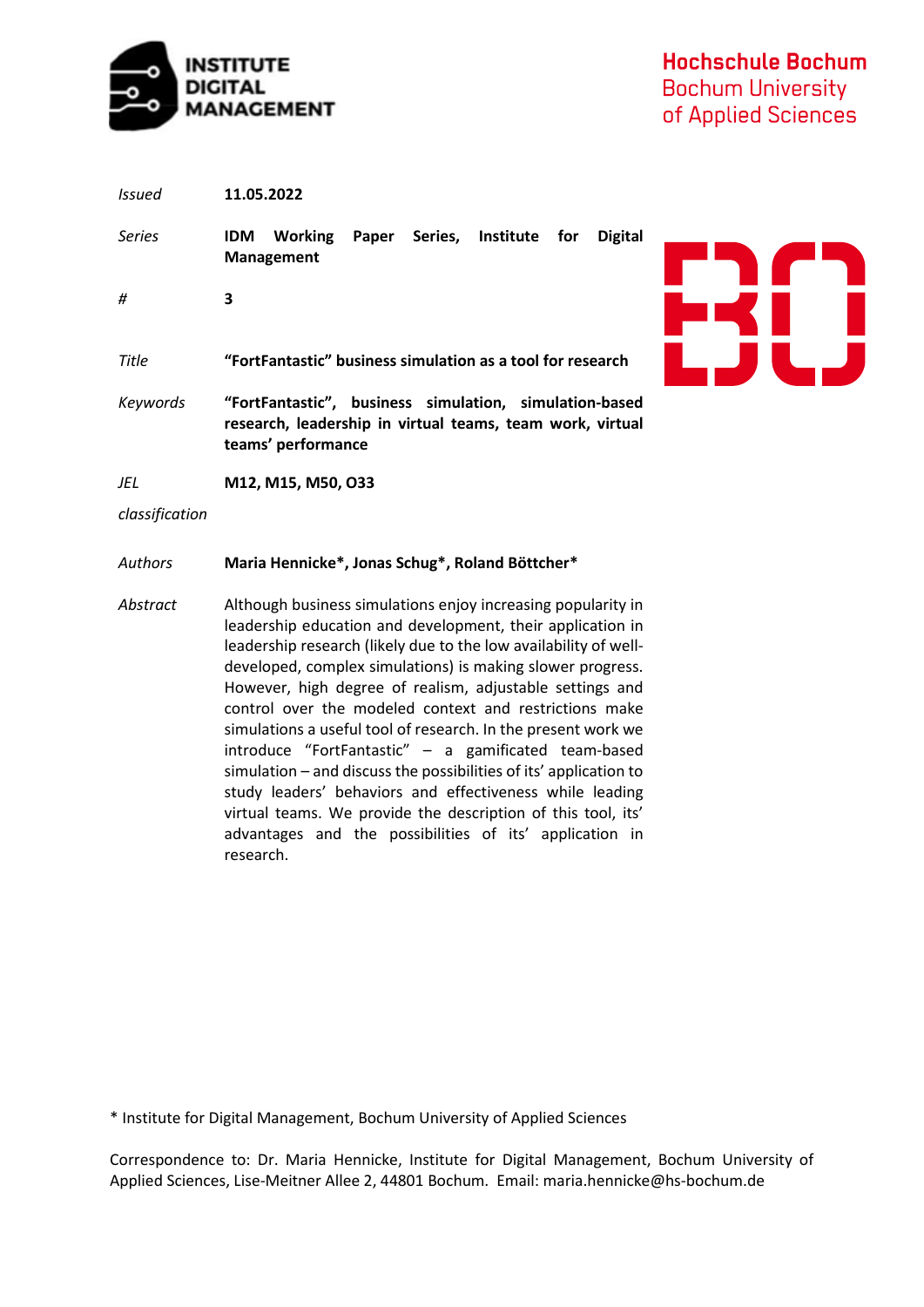INSTITUTE DIGITAL MANAGEMENT

Hochschule Bochum
Bochum University
of Applied Sciences

| | |
|---|---|
| *Issued* | **11.05.2022** |
| *Series* | **IDM Working Paper Series, Institute for Digital Management** |
| *#* | **3** |
| *Title* | **"FortFantastic" business simulation as a tool for research** |
| *Keywords* | **"FortFantastic", business simulation, simulation-based research, leadership in virtual teams, team work, virtual teams' performance** |
| *JEL classification* | **M12, M15, M50, O33** |
| *Authors* | **Maria Hennicke*, Jonas Schug*, Roland Böttcher*** |
| *Abstract* | Although business simulations enjoy increasing popularity in leadership education and development, their application in leadership research (likely due to the low availability of well-developed, complex simulations) is making slower progress. However, high degree of realism, adjustable settings and control over the modeled context and restrictions make simulations a useful tool of research. In the present work we introduce "FortFantastic" – a gamificated team-based simulation – and discuss the possibilities of its' application to study leaders' behaviors and effectiveness while leading virtual teams. We provide the description of this tool, its' advantages and the possibilities of its' application in research. |

* Institute for Digital Management, Bochum University of Applied Sciences

Correspondence to: Dr. Maria Hennicke, Institute for Digital Management, Bochum University of Applied Sciences, Lise-Meitner Allee 2, 44801 Bochum. Email: maria.hennicke@hs-bochum.de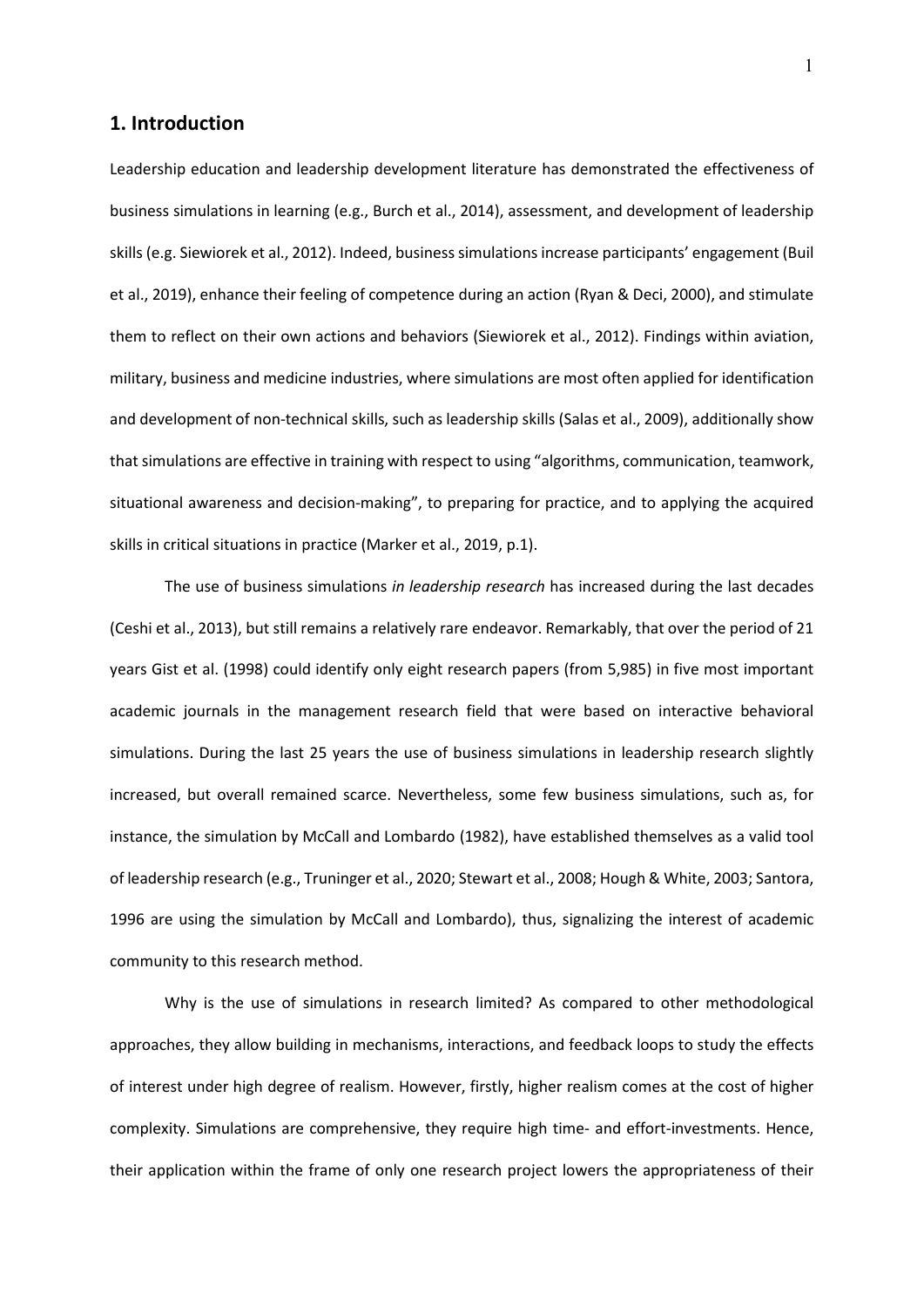## 1. Introduction

Leadership education and leadership development literature has demonstrated the effectiveness of business simulations in learning (e.g., Burch et al., 2014), assessment, and development of leadership skills (e.g. Siewiorek et al., 2012). Indeed, business simulations increase participants' engagement (Buil et al., 2019), enhance their feeling of competence during an action (Ryan & Deci, 2000), and stimulate them to reflect on their own actions and behaviors (Siewiorek et al., 2012). Findings within aviation, military, business and medicine industries, where simulations are most often applied for identification and development of non-technical skills, such as leadership skills (Salas et al., 2009), additionally show that simulations are effective in training with respect to using "algorithms, communication, teamwork, situational awareness and decision-making", to preparing for practice, and to applying the acquired skills in critical situations in practice (Marker et al., 2019, p.1).

The use of business simulations *in leadership research* has increased during the last decades (Ceshi et al., 2013), but still remains a relatively rare endeavor. Remarkably, that over the period of 21 years Gist et al. (1998) could identify only eight research papers (from 5,985) in five most important academic journals in the management research field that were based on interactive behavioral simulations. During the last 25 years the use of business simulations in leadership research slightly increased, but overall remained scarce. Nevertheless, some few business simulations, such as, for instance, the simulation by McCall and Lombardo (1982), have established themselves as a valid tool of leadership research (e.g., Truninger et al., 2020; Stewart et al., 2008; Hough & White, 2003; Santora, 1996 are using the simulation by McCall and Lombardo), thus, signalizing the interest of academic community to this research method.

Why is the use of simulations in research limited? As compared to other methodological approaches, they allow building in mechanisms, interactions, and feedback loops to study the effects of interest under high degree of realism. However, firstly, higher realism comes at the cost of higher complexity. Simulations are comprehensive, they require high time- and effort-investments. Hence, their application within the frame of only one research project lowers the appropriateness of their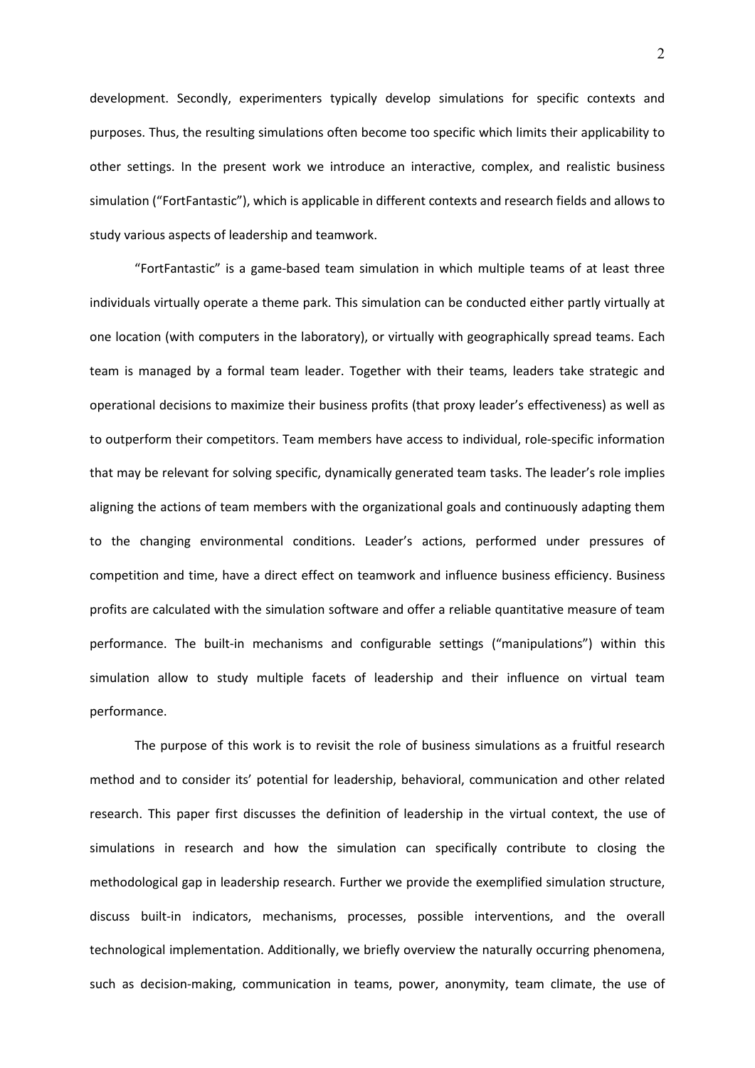development. Secondly, experimenters typically develop simulations for specific contexts and purposes. Thus, the resulting simulations often become too specific which limits their applicability to other settings. In the present work we introduce an interactive, complex, and realistic business simulation ("FortFantastic"), which is applicable in different contexts and research fields and allows to study various aspects of leadership and teamwork.

"FortFantastic" is a game-based team simulation in which multiple teams of at least three individuals virtually operate a theme park. This simulation can be conducted either partly virtually at one location (with computers in the laboratory), or virtually with geographically spread teams. Each team is managed by a formal team leader. Together with their teams, leaders take strategic and operational decisions to maximize their business profits (that proxy leader's effectiveness) as well as to outperform their competitors. Team members have access to individual, role-specific information that may be relevant for solving specific, dynamically generated team tasks. The leader's role implies aligning the actions of team members with the organizational goals and continuously adapting them to the changing environmental conditions. Leader's actions, performed under pressures of competition and time, have a direct effect on teamwork and influence business efficiency. Business profits are calculated with the simulation software and offer a reliable quantitative measure of team performance. The built-in mechanisms and configurable settings ("manipulations") within this simulation allow to study multiple facets of leadership and their influence on virtual team performance.

The purpose of this work is to revisit the role of business simulations as a fruitful research method and to consider its' potential for leadership, behavioral, communication and other related research. This paper first discusses the definition of leadership in the virtual context, the use of simulations in research and how the simulation can specifically contribute to closing the methodological gap in leadership research. Further we provide the exemplified simulation structure, discuss built-in indicators, mechanisms, processes, possible interventions, and the overall technological implementation. Additionally, we briefly overview the naturally occurring phenomena, such as decision-making, communication in teams, power, anonymity, team climate, the use of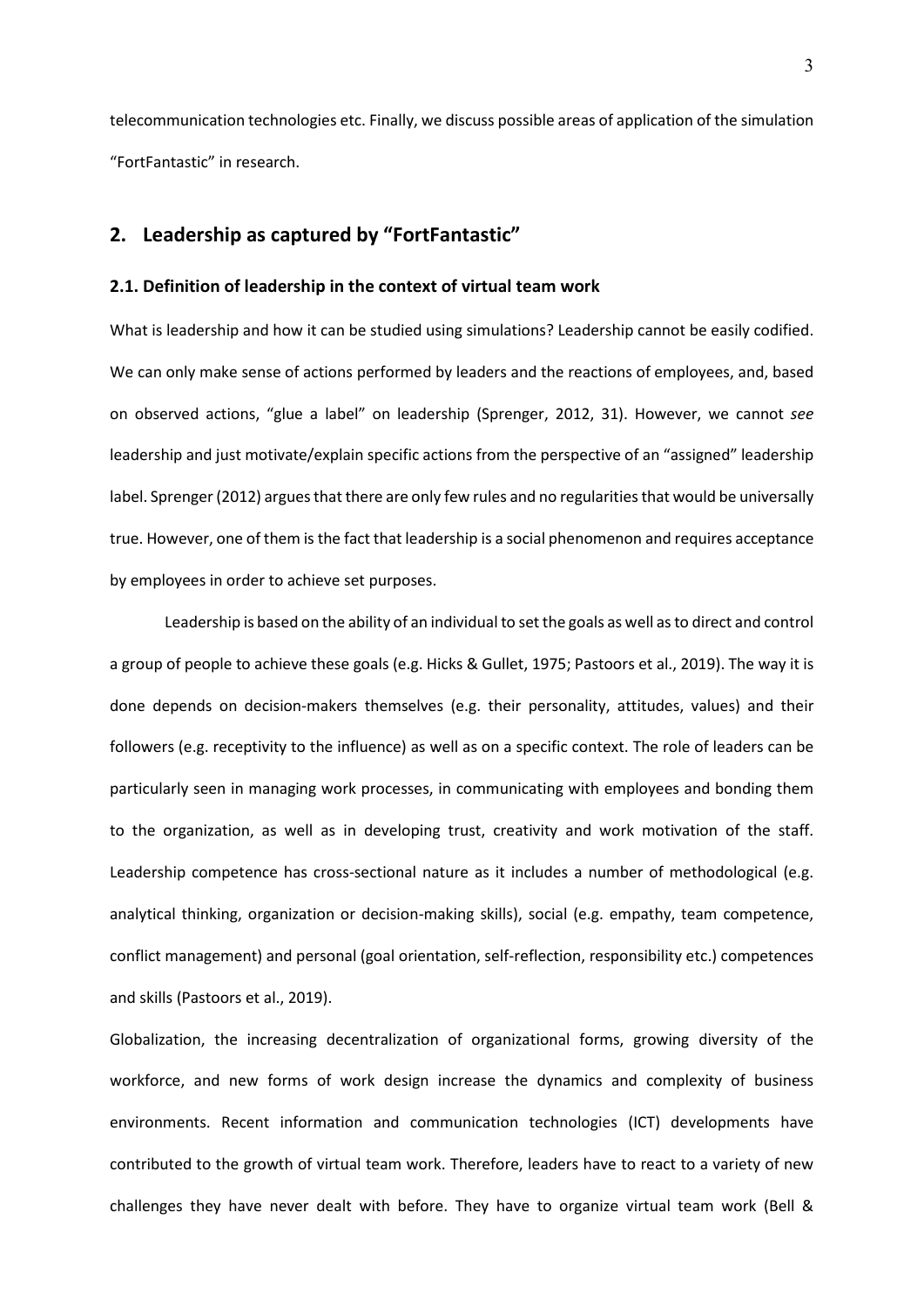telecommunication technologies etc. Finally, we discuss possible areas of application of the simulation "FortFantastic" in research.

## 2. Leadership as captured by "FortFantastic"

### 2.1. Definition of leadership in the context of virtual team work

What is leadership and how it can be studied using simulations? Leadership cannot be easily codified. We can only make sense of actions performed by leaders and the reactions of employees, and, based on observed actions, "glue a label" on leadership (Sprenger, 2012, 31). However, we cannot *see* leadership and just motivate/explain specific actions from the perspective of an "assigned" leadership label. Sprenger (2012) argues that there are only few rules and no regularities that would be universally true. However, one of them is the fact that leadership is a social phenomenon and requires acceptance by employees in order to achieve set purposes.

Leadership is based on the ability of an individual to set the goals as well as to direct and control a group of people to achieve these goals (e.g. Hicks & Gullet, 1975; Pastoors et al., 2019). The way it is done depends on decision-makers themselves (e.g. their personality, attitudes, values) and their followers (e.g. receptivity to the influence) as well as on a specific context. The role of leaders can be particularly seen in managing work processes, in communicating with employees and bonding them to the organization, as well as in developing trust, creativity and work motivation of the staff. Leadership competence has cross-sectional nature as it includes a number of methodological (e.g. analytical thinking, organization or decision-making skills), social (e.g. empathy, team competence, conflict management) and personal (goal orientation, self-reflection, responsibility etc.) competences and skills (Pastoors et al., 2019).

Globalization, the increasing decentralization of organizational forms, growing diversity of the workforce, and new forms of work design increase the dynamics and complexity of business environments. Recent information and communication technologies (ICT) developments have contributed to the growth of virtual team work. Therefore, leaders have to react to a variety of new challenges they have never dealt with before. They have to organize virtual team work (Bell &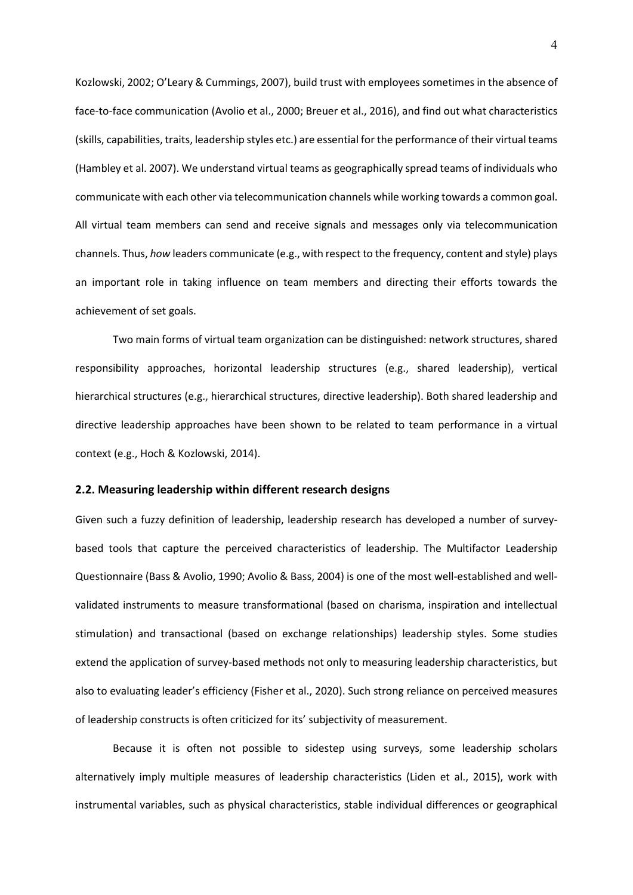Kozlowski, 2002; O'Leary & Cummings, 2007), build trust with employees sometimes in the absence of face-to-face communication (Avolio et al., 2000; Breuer et al., 2016), and find out what characteristics (skills, capabilities, traits, leadership styles etc.) are essential for the performance of their virtual teams (Hambley et al. 2007). We understand virtual teams as geographically spread teams of individuals who communicate with each other via telecommunication channels while working towards a common goal. All virtual team members can send and receive signals and messages only via telecommunication channels. Thus, *how* leaders communicate (e.g., with respect to the frequency, content and style) plays an important role in taking influence on team members and directing their efforts towards the achievement of set goals.

Two main forms of virtual team organization can be distinguished: network structures, shared responsibility approaches, horizontal leadership structures (e.g., shared leadership), vertical hierarchical structures (e.g., hierarchical structures, directive leadership). Both shared leadership and directive leadership approaches have been shown to be related to team performance in a virtual context (e.g., Hoch & Kozlowski, 2014).

### 2.2. Measuring leadership within different research designs

Given such a fuzzy definition of leadership, leadership research has developed a number of survey-based tools that capture the perceived characteristics of leadership. The Multifactor Leadership Questionnaire (Bass & Avolio, 1990; Avolio & Bass, 2004) is one of the most well-established and well-validated instruments to measure transformational (based on charisma, inspiration and intellectual stimulation) and transactional (based on exchange relationships) leadership styles. Some studies extend the application of survey-based methods not only to measuring leadership characteristics, but also to evaluating leader's efficiency (Fisher et al., 2020). Such strong reliance on perceived measures of leadership constructs is often criticized for its' subjectivity of measurement.

Because it is often not possible to sidestep using surveys, some leadership scholars alternatively imply multiple measures of leadership characteristics (Liden et al., 2015), work with instrumental variables, such as physical characteristics, stable individual differences or geographical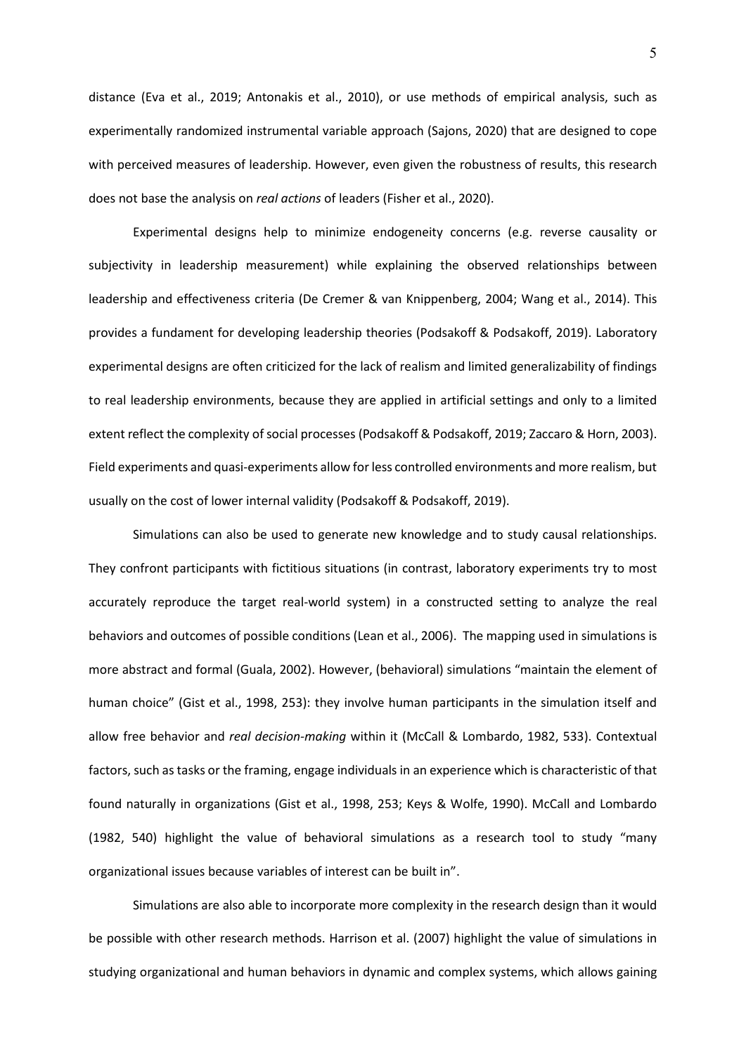distance (Eva et al., 2019; Antonakis et al., 2010), or use methods of empirical analysis, such as experimentally randomized instrumental variable approach (Sajons, 2020) that are designed to cope with perceived measures of leadership. However, even given the robustness of results, this research does not base the analysis on *real actions* of leaders (Fisher et al., 2020).

Experimental designs help to minimize endogeneity concerns (e.g. reverse causality or subjectivity in leadership measurement) while explaining the observed relationships between leadership and effectiveness criteria (De Cremer & van Knippenberg, 2004; Wang et al., 2014). This provides a fundament for developing leadership theories (Podsakoff & Podsakoff, 2019). Laboratory experimental designs are often criticized for the lack of realism and limited generalizability of findings to real leadership environments, because they are applied in artificial settings and only to a limited extent reflect the complexity of social processes (Podsakoff & Podsakoff, 2019; Zaccaro & Horn, 2003). Field experiments and quasi-experiments allow for less controlled environments and more realism, but usually on the cost of lower internal validity (Podsakoff & Podsakoff, 2019).

Simulations can also be used to generate new knowledge and to study causal relationships. They confront participants with fictitious situations (in contrast, laboratory experiments try to most accurately reproduce the target real-world system) in a constructed setting to analyze the real behaviors and outcomes of possible conditions (Lean et al., 2006). The mapping used in simulations is more abstract and formal (Guala, 2002). However, (behavioral) simulations "maintain the element of human choice" (Gist et al., 1998, 253): they involve human participants in the simulation itself and allow free behavior and *real decision-making* within it (McCall & Lombardo, 1982, 533). Contextual factors, such as tasks or the framing, engage individuals in an experience which is characteristic of that found naturally in organizations (Gist et al., 1998, 253; Keys & Wolfe, 1990). McCall and Lombardo (1982, 540) highlight the value of behavioral simulations as a research tool to study "many organizational issues because variables of interest can be built in".

Simulations are also able to incorporate more complexity in the research design than it would be possible with other research methods. Harrison et al. (2007) highlight the value of simulations in studying organizational and human behaviors in dynamic and complex systems, which allows gaining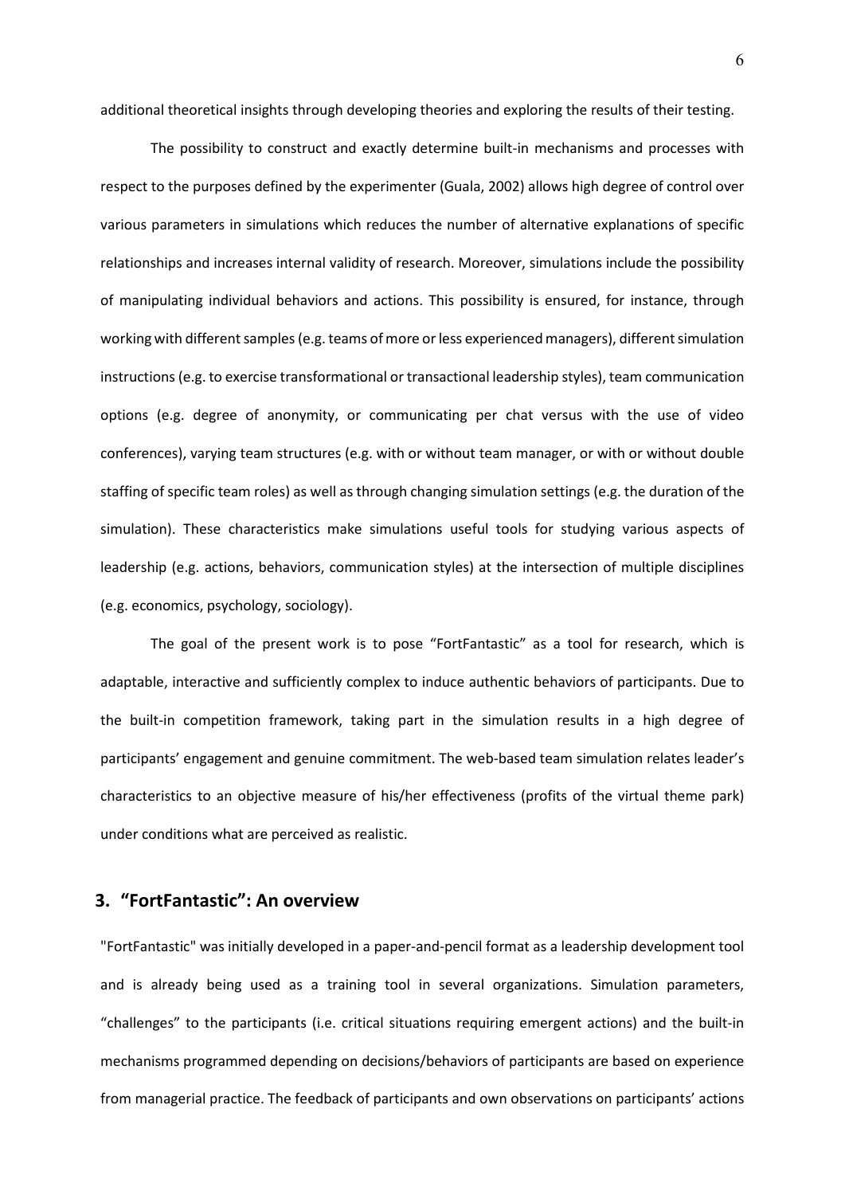additional theoretical insights through developing theories and exploring the results of their testing.

The possibility to construct and exactly determine built-in mechanisms and processes with respect to the purposes defined by the experimenter (Guala, 2002) allows high degree of control over various parameters in simulations which reduces the number of alternative explanations of specific relationships and increases internal validity of research. Moreover, simulations include the possibility of manipulating individual behaviors and actions. This possibility is ensured, for instance, through working with different samples (e.g. teams of more or less experienced managers), different simulation instructions (e.g. to exercise transformational or transactional leadership styles), team communication options (e.g. degree of anonymity, or communicating per chat versus with the use of video conferences), varying team structures (e.g. with or without team manager, or with or without double staffing of specific team roles) as well as through changing simulation settings (e.g. the duration of the simulation). These characteristics make simulations useful tools for studying various aspects of leadership (e.g. actions, behaviors, communication styles) at the intersection of multiple disciplines (e.g. economics, psychology, sociology).

The goal of the present work is to pose "FortFantastic" as a tool for research, which is adaptable, interactive and sufficiently complex to induce authentic behaviors of participants. Due to the built-in competition framework, taking part in the simulation results in a high degree of participants' engagement and genuine commitment. The web-based team simulation relates leader's characteristics to an objective measure of his/her effectiveness (profits of the virtual theme park) under conditions what are perceived as realistic.

## 3. "FortFantastic": An overview

"FortFantastic" was initially developed in a paper-and-pencil format as a leadership development tool and is already being used as a training tool in several organizations. Simulation parameters, "challenges" to the participants (i.e. critical situations requiring emergent actions) and the built-in mechanisms programmed depending on decisions/behaviors of participants are based on experience from managerial practice. The feedback of participants and own observations on participants' actions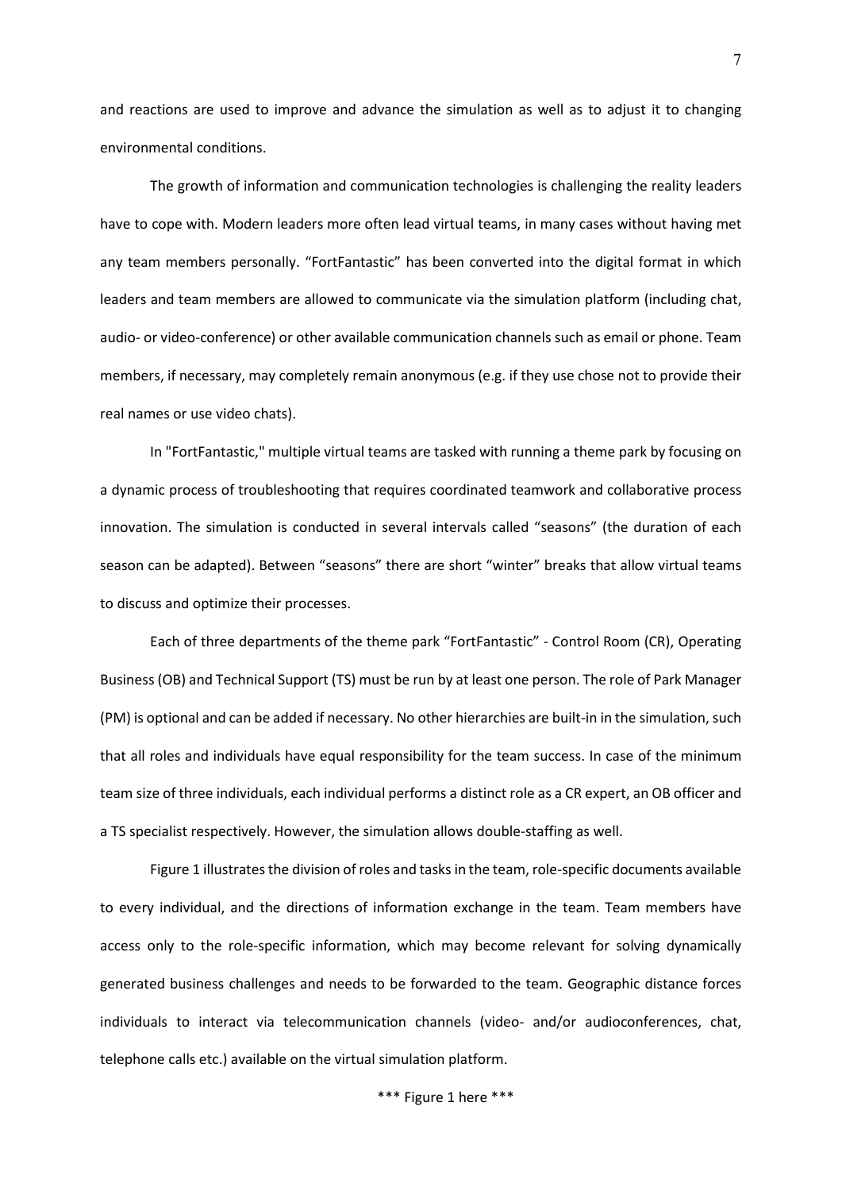and reactions are used to improve and advance the simulation as well as to adjust it to changing environmental conditions.

The growth of information and communication technologies is challenging the reality leaders have to cope with. Modern leaders more often lead virtual teams, in many cases without having met any team members personally. “FortFantastic” has been converted into the digital format in which leaders and team members are allowed to communicate via the simulation platform (including chat, audio- or video-conference) or other available communication channels such as email or phone. Team members, if necessary, may completely remain anonymous (e.g. if they use chose not to provide their real names or use video chats).

In "FortFantastic," multiple virtual teams are tasked with running a theme park by focusing on a dynamic process of troubleshooting that requires coordinated teamwork and collaborative process innovation. The simulation is conducted in several intervals called “seasons” (the duration of each season can be adapted). Between “seasons” there are short “winter” breaks that allow virtual teams to discuss and optimize their processes.

Each of three departments of the theme park “FortFantastic” - Control Room (CR), Operating Business (OB) and Technical Support (TS) must be run by at least one person. The role of Park Manager (PM) is optional and can be added if necessary. No other hierarchies are built-in in the simulation, such that all roles and individuals have equal responsibility for the team success. In case of the minimum team size of three individuals, each individual performs a distinct role as a CR expert, an OB officer and a TS specialist respectively. However, the simulation allows double-staffing as well.

Figure 1 illustrates the division of roles and tasks in the team, role-specific documents available to every individual, and the directions of information exchange in the team. Team members have access only to the role-specific information, which may become relevant for solving dynamically generated business challenges and needs to be forwarded to the team. Geographic distance forces individuals to interact via telecommunication channels (video- and/or audioconferences, chat, telephone calls etc.) available on the virtual simulation platform.

*** Figure 1 here ***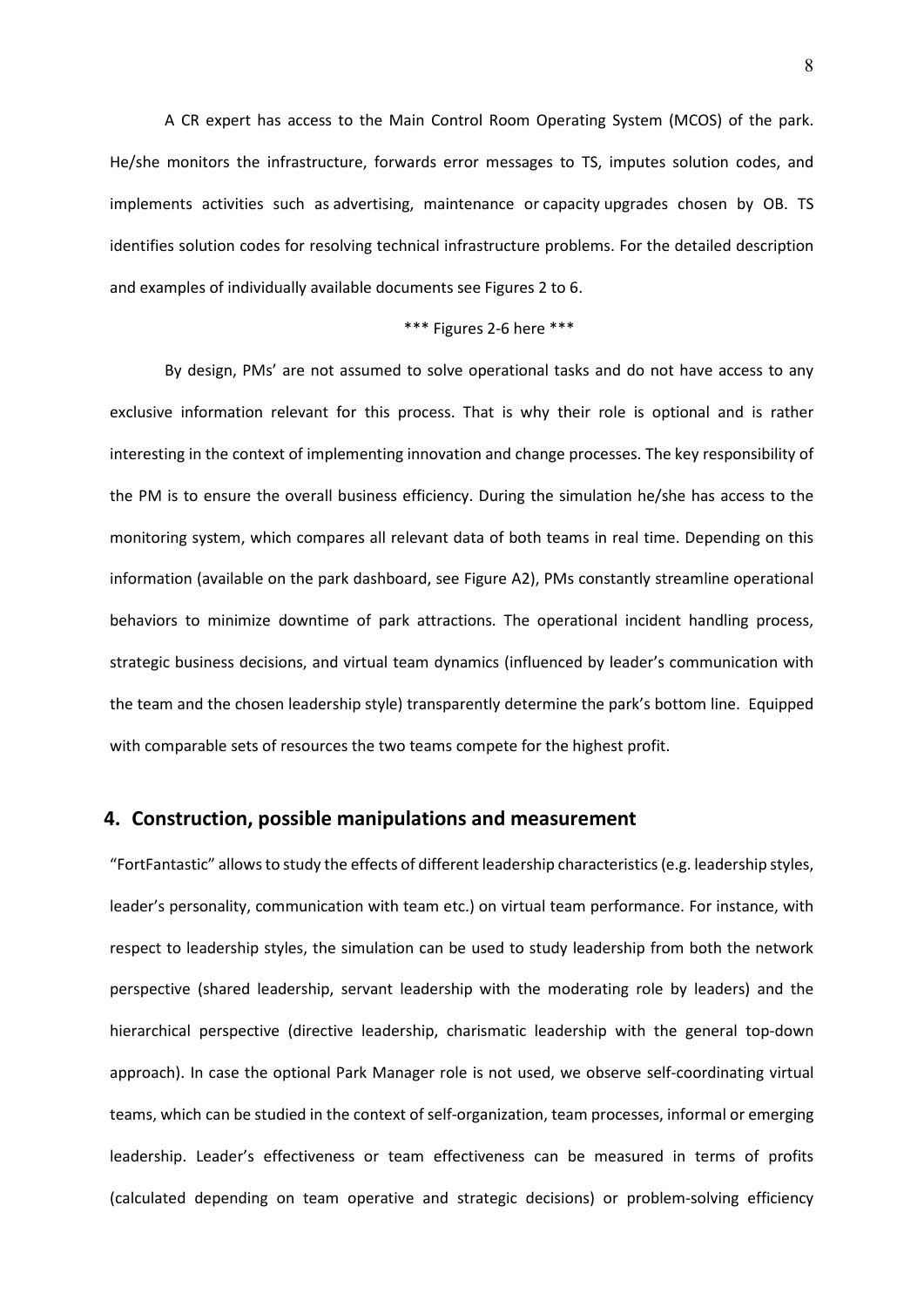A CR expert has access to the Main Control Room Operating System (MCOS) of the park. He/she monitors the infrastructure, forwards error messages to TS, imputes solution codes, and implements activities such as advertising, maintenance or capacity upgrades chosen by OB. TS identifies solution codes for resolving technical infrastructure problems. For the detailed description and examples of individually available documents see Figures 2 to 6.

*** Figures 2-6 here ***

By design, PMs' are not assumed to solve operational tasks and do not have access to any exclusive information relevant for this process. That is why their role is optional and is rather interesting in the context of implementing innovation and change processes. The key responsibility of the PM is to ensure the overall business efficiency. During the simulation he/she has access to the monitoring system, which compares all relevant data of both teams in real time. Depending on this information (available on the park dashboard, see Figure A2), PMs constantly streamline operational behaviors to minimize downtime of park attractions. The operational incident handling process, strategic business decisions, and virtual team dynamics (influenced by leader's communication with the team and the chosen leadership style) transparently determine the park's bottom line. Equipped with comparable sets of resources the two teams compete for the highest profit.

## 4. Construction, possible manipulations and measurement

"FortFantastic" allows to study the effects of different leadership characteristics (e.g. leadership styles, leader's personality, communication with team etc.) on virtual team performance. For instance, with respect to leadership styles, the simulation can be used to study leadership from both the network perspective (shared leadership, servant leadership with the moderating role by leaders) and the hierarchical perspective (directive leadership, charismatic leadership with the general top-down approach). In case the optional Park Manager role is not used, we observe self-coordinating virtual teams, which can be studied in the context of self-organization, team processes, informal or emerging leadership. Leader's effectiveness or team effectiveness can be measured in terms of profits (calculated depending on team operative and strategic decisions) or problem-solving efficiency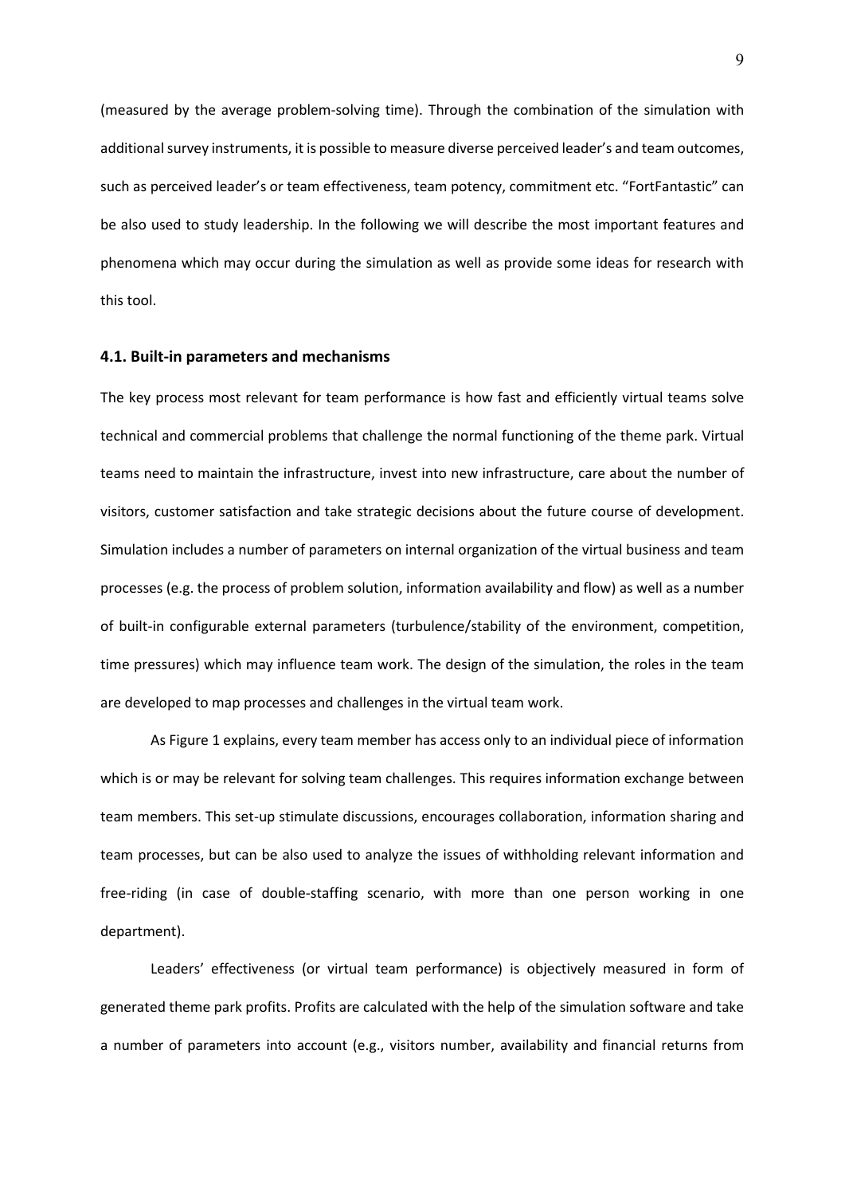(measured by the average problem-solving time). Through the combination of the simulation with additional survey instruments, it is possible to measure diverse perceived leader's and team outcomes, such as perceived leader's or team effectiveness, team potency, commitment etc. "FortFantastic" can be also used to study leadership. In the following we will describe the most important features and phenomena which may occur during the simulation as well as provide some ideas for research with this tool.

### 4.1. Built-in parameters and mechanisms

The key process most relevant for team performance is how fast and efficiently virtual teams solve technical and commercial problems that challenge the normal functioning of the theme park. Virtual teams need to maintain the infrastructure, invest into new infrastructure, care about the number of visitors, customer satisfaction and take strategic decisions about the future course of development. Simulation includes a number of parameters on internal organization of the virtual business and team processes (e.g. the process of problem solution, information availability and flow) as well as a number of built-in configurable external parameters (turbulence/stability of the environment, competition, time pressures) which may influence team work. The design of the simulation, the roles in the team are developed to map processes and challenges in the virtual team work.

As Figure 1 explains, every team member has access only to an individual piece of information which is or may be relevant for solving team challenges. This requires information exchange between team members. This set-up stimulate discussions, encourages collaboration, information sharing and team processes, but can be also used to analyze the issues of withholding relevant information and free-riding (in case of double-staffing scenario, with more than one person working in one department).

Leaders' effectiveness (or virtual team performance) is objectively measured in form of generated theme park profits. Profits are calculated with the help of the simulation software and take a number of parameters into account (e.g., visitors number, availability and financial returns from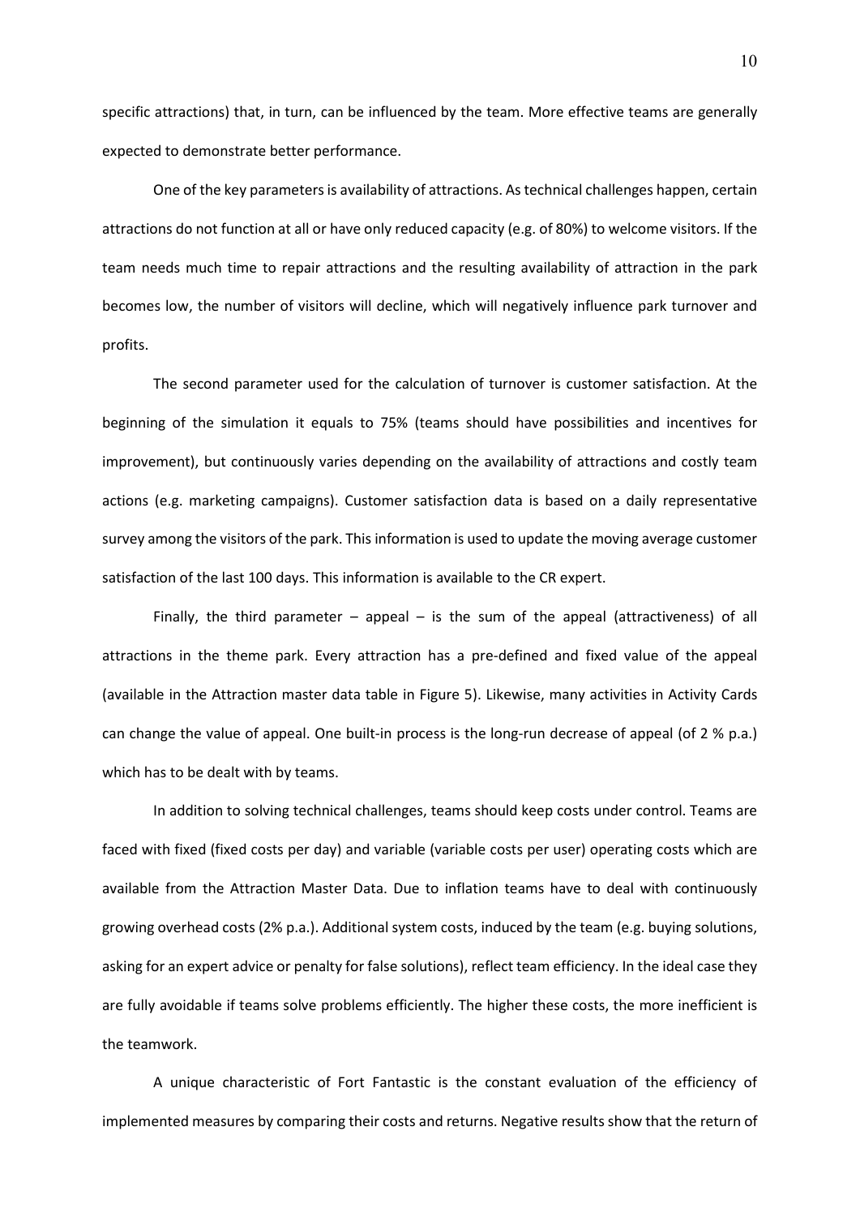specific attractions) that, in turn, can be influenced by the team. More effective teams are generally expected to demonstrate better performance.

One of the key parameters is availability of attractions. As technical challenges happen, certain attractions do not function at all or have only reduced capacity (e.g. of 80%) to welcome visitors. If the team needs much time to repair attractions and the resulting availability of attraction in the park becomes low, the number of visitors will decline, which will negatively influence park turnover and profits.

The second parameter used for the calculation of turnover is customer satisfaction. At the beginning of the simulation it equals to 75% (teams should have possibilities and incentives for improvement), but continuously varies depending on the availability of attractions and costly team actions (e.g. marketing campaigns). Customer satisfaction data is based on a daily representative survey among the visitors of the park. This information is used to update the moving average customer satisfaction of the last 100 days. This information is available to the CR expert.

Finally, the third parameter – appeal – is the sum of the appeal (attractiveness) of all attractions in the theme park. Every attraction has a pre-defined and fixed value of the appeal (available in the Attraction master data table in Figure 5). Likewise, many activities in Activity Cards can change the value of appeal. One built-in process is the long-run decrease of appeal (of 2 % p.a.) which has to be dealt with by teams.

In addition to solving technical challenges, teams should keep costs under control. Teams are faced with fixed (fixed costs per day) and variable (variable costs per user) operating costs which are available from the Attraction Master Data. Due to inflation teams have to deal with continuously growing overhead costs (2% p.a.). Additional system costs, induced by the team (e.g. buying solutions, asking for an expert advice or penalty for false solutions), reflect team efficiency. In the ideal case they are fully avoidable if teams solve problems efficiently. The higher these costs, the more inefficient is the teamwork.

A unique characteristic of Fort Fantastic is the constant evaluation of the efficiency of implemented measures by comparing their costs and returns. Negative results show that the return of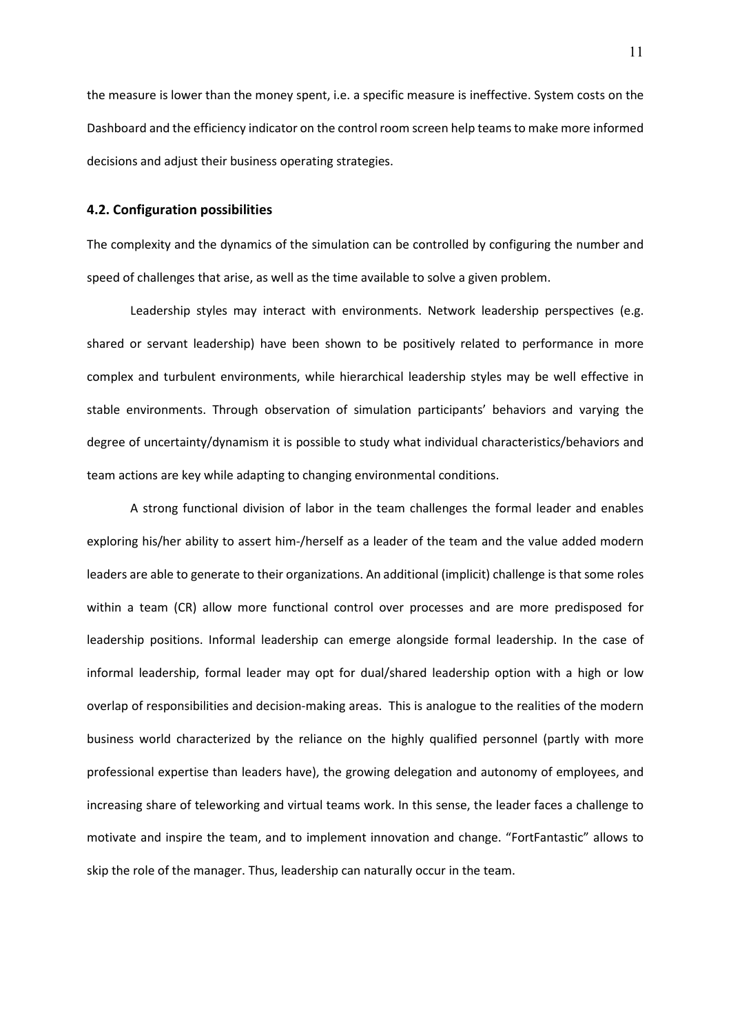the measure is lower than the money spent, i.e. a specific measure is ineffective. System costs on the Dashboard and the efficiency indicator on the control room screen help teams to make more informed decisions and adjust their business operating strategies.

### 4.2. Configuration possibilities

The complexity and the dynamics of the simulation can be controlled by configuring the number and speed of challenges that arise, as well as the time available to solve a given problem.

Leadership styles may interact with environments. Network leadership perspectives (e.g. shared or servant leadership) have been shown to be positively related to performance in more complex and turbulent environments, while hierarchical leadership styles may be well effective in stable environments. Through observation of simulation participants' behaviors and varying the degree of uncertainty/dynamism it is possible to study what individual characteristics/behaviors and team actions are key while adapting to changing environmental conditions.

A strong functional division of labor in the team challenges the formal leader and enables exploring his/her ability to assert him-/herself as a leader of the team and the value added modern leaders are able to generate to their organizations. An additional (implicit) challenge is that some roles within a team (CR) allow more functional control over processes and are more predisposed for leadership positions. Informal leadership can emerge alongside formal leadership. In the case of informal leadership, formal leader may opt for dual/shared leadership option with a high or low overlap of responsibilities and decision-making areas. This is analogue to the realities of the modern business world characterized by the reliance on the highly qualified personnel (partly with more professional expertise than leaders have), the growing delegation and autonomy of employees, and increasing share of teleworking and virtual teams work. In this sense, the leader faces a challenge to motivate and inspire the team, and to implement innovation and change. "FortFantastic" allows to skip the role of the manager. Thus, leadership can naturally occur in the team.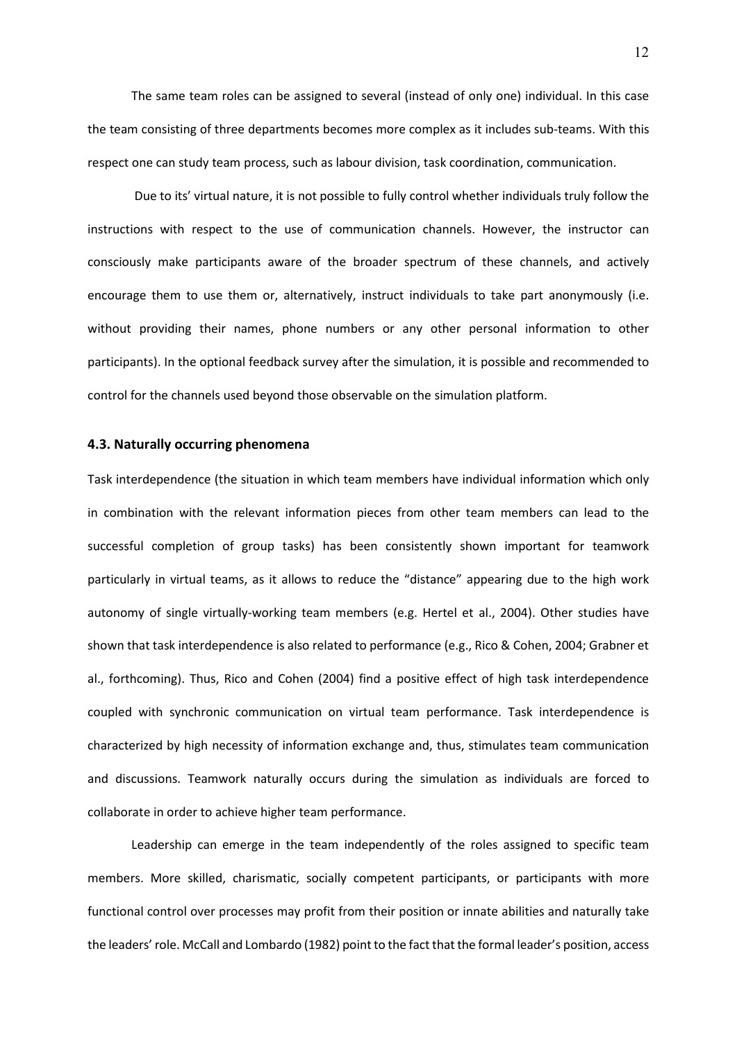The same team roles can be assigned to several (instead of only one) individual. In this case the team consisting of three departments becomes more complex as it includes sub-teams. With this respect one can study team process, such as labour division, task coordination, communication.

Due to its' virtual nature, it is not possible to fully control whether individuals truly follow the instructions with respect to the use of communication channels. However, the instructor can consciously make participants aware of the broader spectrum of these channels, and actively encourage them to use them or, alternatively, instruct individuals to take part anonymously (i.e. without providing their names, phone numbers or any other personal information to other participants). In the optional feedback survey after the simulation, it is possible and recommended to control for the channels used beyond those observable on the simulation platform.

### 4.3. Naturally occurring phenomena

Task interdependence (the situation in which team members have individual information which only in combination with the relevant information pieces from other team members can lead to the successful completion of group tasks) has been consistently shown important for teamwork particularly in virtual teams, as it allows to reduce the "distance" appearing due to the high work autonomy of single virtually-working team members (e.g. Hertel et al., 2004). Other studies have shown that task interdependence is also related to performance (e.g., Rico & Cohen, 2004; Grabner et al., forthcoming). Thus, Rico and Cohen (2004) find a positive effect of high task interdependence coupled with synchronic communication on virtual team performance. Task interdependence is characterized by high necessity of information exchange and, thus, stimulates team communication and discussions. Teamwork naturally occurs during the simulation as individuals are forced to collaborate in order to achieve higher team performance.

Leadership can emerge in the team independently of the roles assigned to specific team members. More skilled, charismatic, socially competent participants, or participants with more functional control over processes may profit from their position or innate abilities and naturally take the leaders' role. McCall and Lombardo (1982) point to the fact that the formal leader's position, access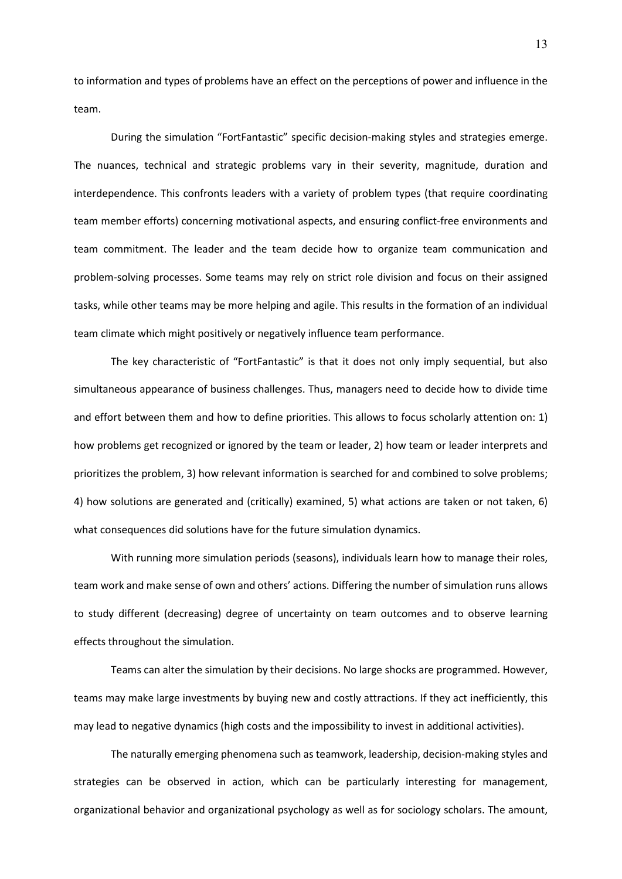to information and types of problems have an effect on the perceptions of power and influence in the team.

During the simulation "FortFantastic" specific decision-making styles and strategies emerge. The nuances, technical and strategic problems vary in their severity, magnitude, duration and interdependence. This confronts leaders with a variety of problem types (that require coordinating team member efforts) concerning motivational aspects, and ensuring conflict-free environments and team commitment. The leader and the team decide how to organize team communication and problem-solving processes. Some teams may rely on strict role division and focus on their assigned tasks, while other teams may be more helping and agile. This results in the formation of an individual team climate which might positively or negatively influence team performance.

The key characteristic of "FortFantastic" is that it does not only imply sequential, but also simultaneous appearance of business challenges. Thus, managers need to decide how to divide time and effort between them and how to define priorities. This allows to focus scholarly attention on: 1) how problems get recognized or ignored by the team or leader, 2) how team or leader interprets and prioritizes the problem, 3) how relevant information is searched for and combined to solve problems; 4) how solutions are generated and (critically) examined, 5) what actions are taken or not taken, 6) what consequences did solutions have for the future simulation dynamics.

With running more simulation periods (seasons), individuals learn how to manage their roles, team work and make sense of own and others' actions. Differing the number of simulation runs allows to study different (decreasing) degree of uncertainty on team outcomes and to observe learning effects throughout the simulation.

Teams can alter the simulation by their decisions. No large shocks are programmed. However, teams may make large investments by buying new and costly attractions. If they act inefficiently, this may lead to negative dynamics (high costs and the impossibility to invest in additional activities).

The naturally emerging phenomena such as teamwork, leadership, decision-making styles and strategies can be observed in action, which can be particularly interesting for management, organizational behavior and organizational psychology as well as for sociology scholars. The amount,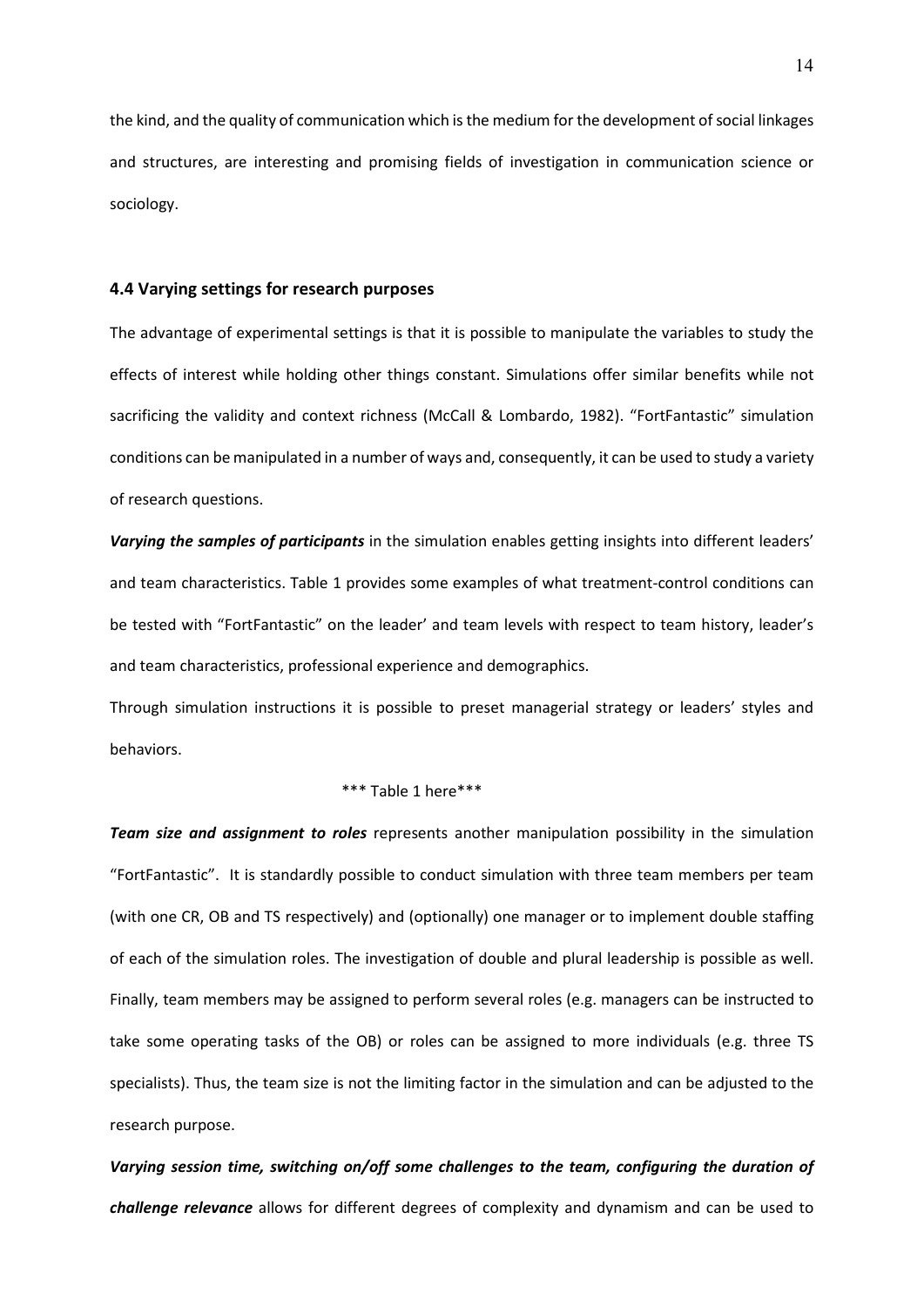the kind, and the quality of communication which is the medium for the development of social linkages and structures, are interesting and promising fields of investigation in communication science or sociology.

### 4.4 Varying settings for research purposes

The advantage of experimental settings is that it is possible to manipulate the variables to study the effects of interest while holding other things constant. Simulations offer similar benefits while not sacrificing the validity and context richness (McCall & Lombardo, 1982). "FortFantastic" simulation conditions can be manipulated in a number of ways and, consequently, it can be used to study a variety of research questions.

***Varying the samples of participants*** in the simulation enables getting insights into different leaders' and team characteristics. Table 1 provides some examples of what treatment-control conditions can be tested with "FortFantastic" on the leader' and team levels with respect to team history, leader's and team characteristics, professional experience and demographics.

Through simulation instructions it is possible to preset managerial strategy or leaders' styles and behaviors.

*** Table 1 here***

***Team size and assignment to roles*** represents another manipulation possibility in the simulation "FortFantastic". It is standardly possible to conduct simulation with three team members per team (with one CR, OB and TS respectively) and (optionally) one manager or to implement double staffing of each of the simulation roles. The investigation of double and plural leadership is possible as well. Finally, team members may be assigned to perform several roles (e.g. managers can be instructed to take some operating tasks of the OB) or roles can be assigned to more individuals (e.g. three TS specialists). Thus, the team size is not the limiting factor in the simulation and can be adjusted to the research purpose.

***Varying session time, switching on/off some challenges to the team, configuring the duration of challenge relevance*** allows for different degrees of complexity and dynamism and can be used to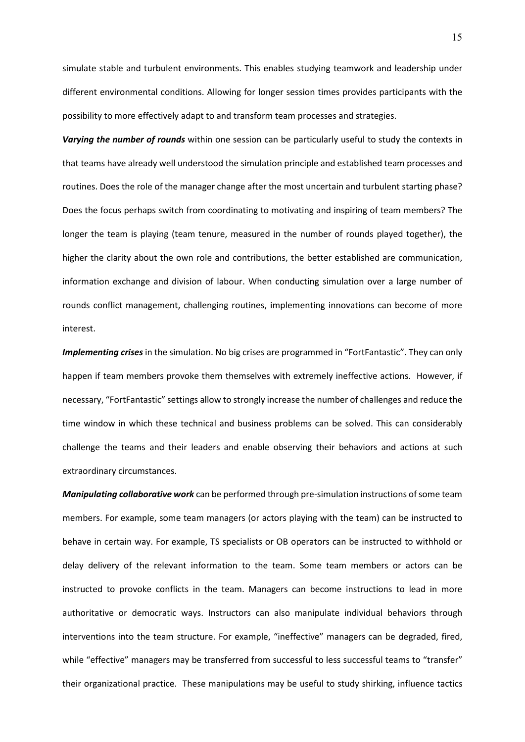simulate stable and turbulent environments. This enables studying teamwork and leadership under different environmental conditions. Allowing for longer session times provides participants with the possibility to more effectively adapt to and transform team processes and strategies.

***Varying the number of rounds*** within one session can be particularly useful to study the contexts in that teams have already well understood the simulation principle and established team processes and routines. Does the role of the manager change after the most uncertain and turbulent starting phase? Does the focus perhaps switch from coordinating to motivating and inspiring of team members? The longer the team is playing (team tenure, measured in the number of rounds played together), the higher the clarity about the own role and contributions, the better established are communication, information exchange and division of labour. When conducting simulation over a large number of rounds conflict management, challenging routines, implementing innovations can become of more interest.

***Implementing crises*** in the simulation. No big crises are programmed in "FortFantastic". They can only happen if team members provoke them themselves with extremely ineffective actions. However, if necessary, "FortFantastic" settings allow to strongly increase the number of challenges and reduce the time window in which these technical and business problems can be solved. This can considerably challenge the teams and their leaders and enable observing their behaviors and actions at such extraordinary circumstances.

***Manipulating collaborative work*** can be performed through pre-simulation instructions of some team members. For example, some team managers (or actors playing with the team) can be instructed to behave in certain way. For example, TS specialists or OB operators can be instructed to withhold or delay delivery of the relevant information to the team. Some team members or actors can be instructed to provoke conflicts in the team. Managers can become instructions to lead in more authoritative or democratic ways. Instructors can also manipulate individual behaviors through interventions into the team structure. For example, "ineffective" managers can be degraded, fired, while "effective" managers may be transferred from successful to less successful teams to "transfer" their organizational practice. These manipulations may be useful to study shirking, influence tactics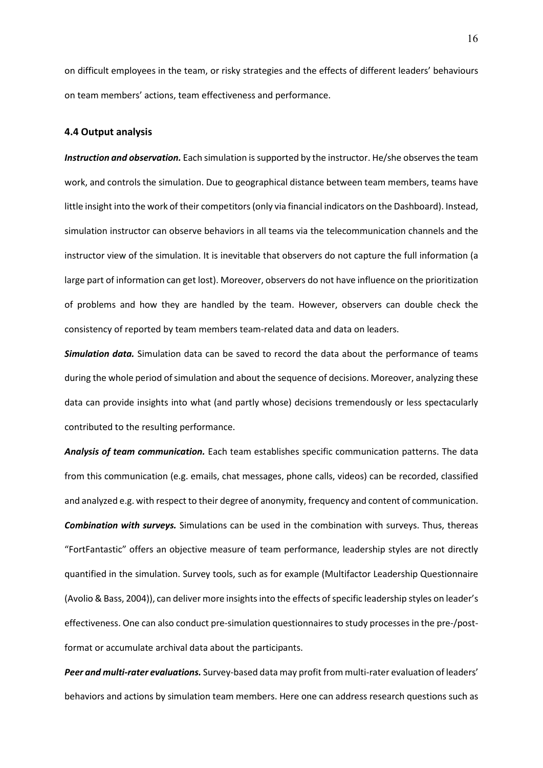on difficult employees in the team, or risky strategies and the effects of different leaders' behaviours on team members' actions, team effectiveness and performance.

### 4.4 Output analysis

***Instruction and observation.*** Each simulation is supported by the instructor. He/she observes the team work, and controls the simulation. Due to geographical distance between team members, teams have little insight into the work of their competitors (only via financial indicators on the Dashboard). Instead, simulation instructor can observe behaviors in all teams via the telecommunication channels and the instructor view of the simulation. It is inevitable that observers do not capture the full information (a large part of information can get lost). Moreover, observers do not have influence on the prioritization of problems and how they are handled by the team. However, observers can double check the consistency of reported by team members team-related data and data on leaders.

***Simulation data.*** Simulation data can be saved to record the data about the performance of teams during the whole period of simulation and about the sequence of decisions. Moreover, analyzing these data can provide insights into what (and partly whose) decisions tremendously or less spectacularly contributed to the resulting performance.

***Analysis of team communication.*** Each team establishes specific communication patterns. The data from this communication (e.g. emails, chat messages, phone calls, videos) can be recorded, classified and analyzed e.g. with respect to their degree of anonymity, frequency and content of communication.

***Combination with surveys.*** Simulations can be used in the combination with surveys. Thus, thereas "FortFantastic" offers an objective measure of team performance, leadership styles are not directly quantified in the simulation. Survey tools, such as for example (Multifactor Leadership Questionnaire (Avolio & Bass, 2004)), can deliver more insights into the effects of specific leadership styles on leader's effectiveness. One can also conduct pre-simulation questionnaires to study processes in the pre-/post-format or accumulate archival data about the participants.

***Peer and multi-rater evaluations.*** Survey-based data may profit from multi-rater evaluation of leaders' behaviors and actions by simulation team members. Here one can address research questions such as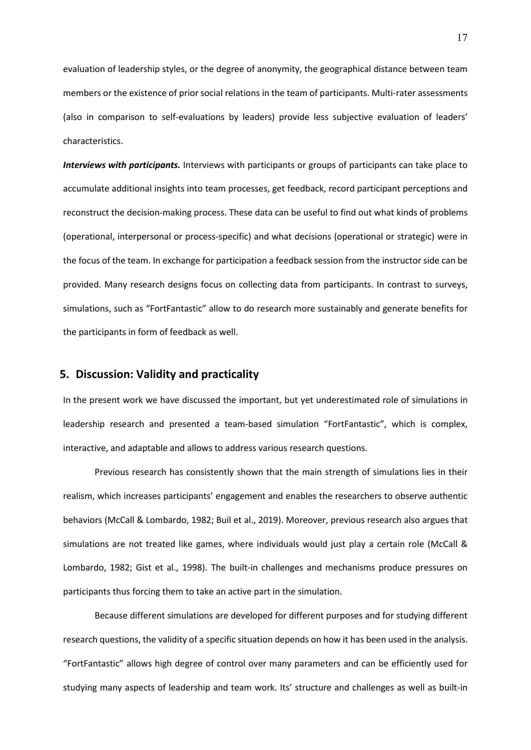evaluation of leadership styles, or the degree of anonymity, the geographical distance between team members or the existence of prior social relations in the team of participants. Multi-rater assessments (also in comparison to self-evaluations by leaders) provide less subjective evaluation of leaders' characteristics.

***Interviews with participants.*** Interviews with participants or groups of participants can take place to accumulate additional insights into team processes, get feedback, record participant perceptions and reconstruct the decision-making process. These data can be useful to find out what kinds of problems (operational, interpersonal or process-specific) and what decisions (operational or strategic) were in the focus of the team. In exchange for participation a feedback session from the instructor side can be provided. Many research designs focus on collecting data from participants. In contrast to surveys, simulations, such as "FortFantastic" allow to do research more sustainably and generate benefits for the participants in form of feedback as well.

## 5. Discussion: Validity and practicality

In the present work we have discussed the important, but yet underestimated role of simulations in leadership research and presented a team-based simulation "FortFantastic", which is complex, interactive, and adaptable and allows to address various research questions.

Previous research has consistently shown that the main strength of simulations lies in their realism, which increases participants' engagement and enables the researchers to observe authentic behaviors (McCall & Lombardo, 1982; Buil et al., 2019). Moreover, previous research also argues that simulations are not treated like games, where individuals would just play a certain role (McCall & Lombardo, 1982; Gist et al., 1998). The built-in challenges and mechanisms produce pressures on participants thus forcing them to take an active part in the simulation.

Because different simulations are developed for different purposes and for studying different research questions, the validity of a specific situation depends on how it has been used in the analysis. "FortFantastic" allows high degree of control over many parameters and can be efficiently used for studying many aspects of leadership and team work. Its' structure and challenges as well as built-in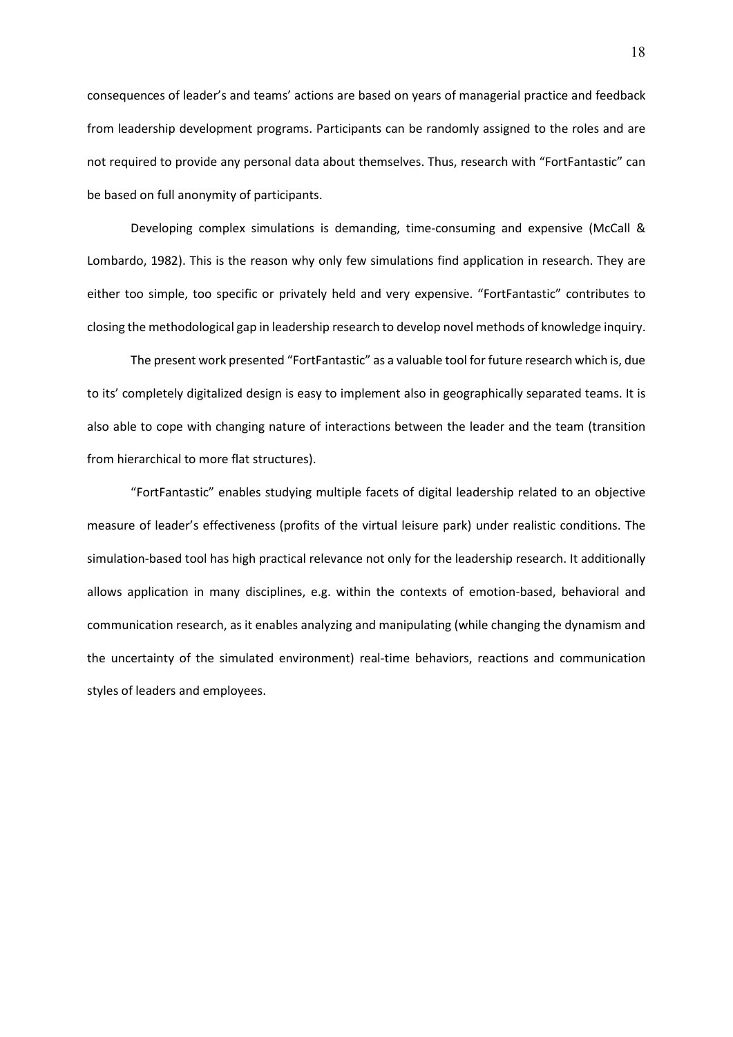consequences of leader's and teams' actions are based on years of managerial practice and feedback from leadership development programs. Participants can be randomly assigned to the roles and are not required to provide any personal data about themselves. Thus, research with "FortFantastic" can be based on full anonymity of participants.

Developing complex simulations is demanding, time-consuming and expensive (McCall & Lombardo, 1982). This is the reason why only few simulations find application in research. They are either too simple, too specific or privately held and very expensive. "FortFantastic" contributes to closing the methodological gap in leadership research to develop novel methods of knowledge inquiry.

The present work presented "FortFantastic" as a valuable tool for future research which is, due to its' completely digitalized design is easy to implement also in geographically separated teams. It is also able to cope with changing nature of interactions between the leader and the team (transition from hierarchical to more flat structures).

"FortFantastic" enables studying multiple facets of digital leadership related to an objective measure of leader's effectiveness (profits of the virtual leisure park) under realistic conditions. The simulation-based tool has high practical relevance not only for the leadership research. It additionally allows application in many disciplines, e.g. within the contexts of emotion-based, behavioral and communication research, as it enables analyzing and manipulating (while changing the dynamism and the uncertainty of the simulated environment) real-time behaviors, reactions and communication styles of leaders and employees.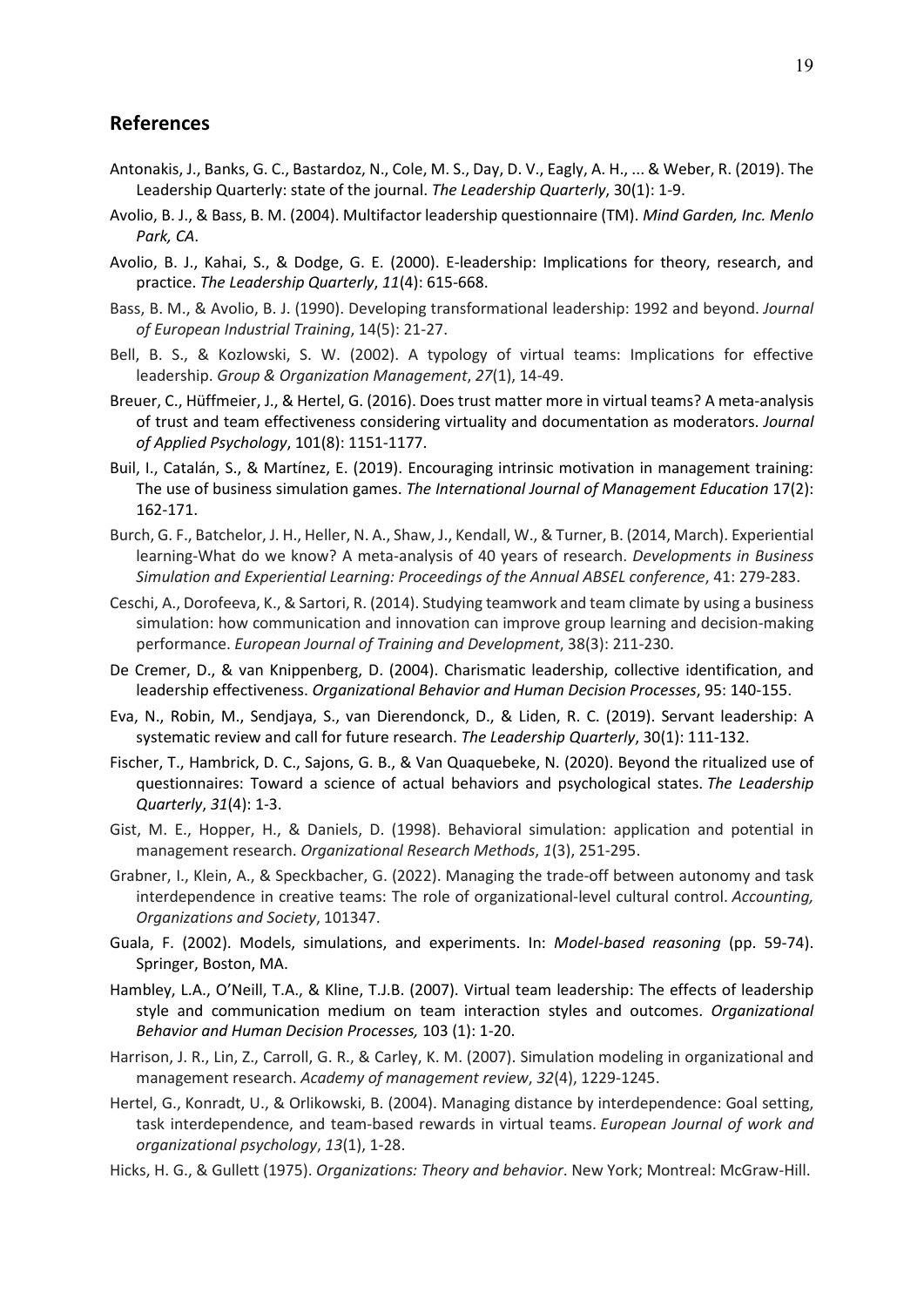## References

Antonakis, J., Banks, G. C., Bastardoz, N., Cole, M. S., Day, D. V., Eagly, A. H., ... & Weber, R. (2019). The Leadership Quarterly: state of the journal. *The Leadership Quarterly*, 30(1): 1-9.

Avolio, B. J., & Bass, B. M. (2004). Multifactor leadership questionnaire (TM). *Mind Garden, Inc. Menlo Park, CA*.

Avolio, B. J., Kahai, S., & Dodge, G. E. (2000). E-leadership: Implications for theory, research, and practice. *The Leadership Quarterly*, *11*(4): 615-668.

Bass, B. M., & Avolio, B. J. (1990). Developing transformational leadership: 1992 and beyond. *Journal of European Industrial Training*, 14(5): 21-27.

Bell, B. S., & Kozlowski, S. W. (2002). A typology of virtual teams: Implications for effective leadership. *Group & Organization Management*, *27*(1), 14-49.

Breuer, C., Hüffmeier, J., & Hertel, G. (2016). Does trust matter more in virtual teams? A meta-analysis of trust and team effectiveness considering virtuality and documentation as moderators. *Journal of Applied Psychology*, 101(8): 1151-1177.

Buil, I., Catalán, S., & Martínez, E. (2019). Encouraging intrinsic motivation in management training: The use of business simulation games. *The International Journal of Management Education* 17(2): 162-171.

Burch, G. F., Batchelor, J. H., Heller, N. A., Shaw, J., Kendall, W., & Turner, B. (2014, March). Experiential learning-What do we know? A meta-analysis of 40 years of research. *Developments in Business Simulation and Experiential Learning: Proceedings of the Annual ABSEL conference*, 41: 279-283.

Ceschi, A., Dorofeeva, K., & Sartori, R. (2014). Studying teamwork and team climate by using a business simulation: how communication and innovation can improve group learning and decision-making performance. *European Journal of Training and Development*, 38(3): 211-230.

De Cremer, D., & van Knippenberg, D. (2004). Charismatic leadership, collective identification, and leadership effectiveness. *Organizational Behavior and Human Decision Processes*, 95: 140-155.

Eva, N., Robin, M., Sendjaya, S., van Dierendonck, D., & Liden, R. C. (2019). Servant leadership: A systematic review and call for future research. *The Leadership Quarterly*, 30(1): 111-132.

Fischer, T., Hambrick, D. C., Sajons, G. B., & Van Quaquebeke, N. (2020). Beyond the ritualized use of questionnaires: Toward a science of actual behaviors and psychological states. *The Leadership Quarterly*, *31*(4): 1-3.

Gist, M. E., Hopper, H., & Daniels, D. (1998). Behavioral simulation: application and potential in management research. *Organizational Research Methods*, *1*(3), 251-295.

Grabner, I., Klein, A., & Speckbacher, G. (2022). Managing the trade-off between autonomy and task interdependence in creative teams: The role of organizational-level cultural control. *Accounting, Organizations and Society*, 101347.

Guala, F. (2002). Models, simulations, and experiments. In: *Model-based reasoning* (pp. 59-74). Springer, Boston, MA.

Hambley, L.A., O'Neill, T.A., & Kline, T.J.B. (2007). Virtual team leadership: The effects of leadership style and communication medium on team interaction styles and outcomes. *Organizational Behavior and Human Decision Processes,* 103 (1): 1-20.

Harrison, J. R., Lin, Z., Carroll, G. R., & Carley, K. M. (2007). Simulation modeling in organizational and management research. *Academy of management review*, *32*(4), 1229-1245.

Hertel, G., Konradt, U., & Orlikowski, B. (2004). Managing distance by interdependence: Goal setting, task interdependence, and team-based rewards in virtual teams. *European Journal of work and organizational psychology*, *13*(1), 1-28.

Hicks, H. G., & Gullett (1975). *Organizations: Theory and behavior*. New York; Montreal: McGraw-Hill.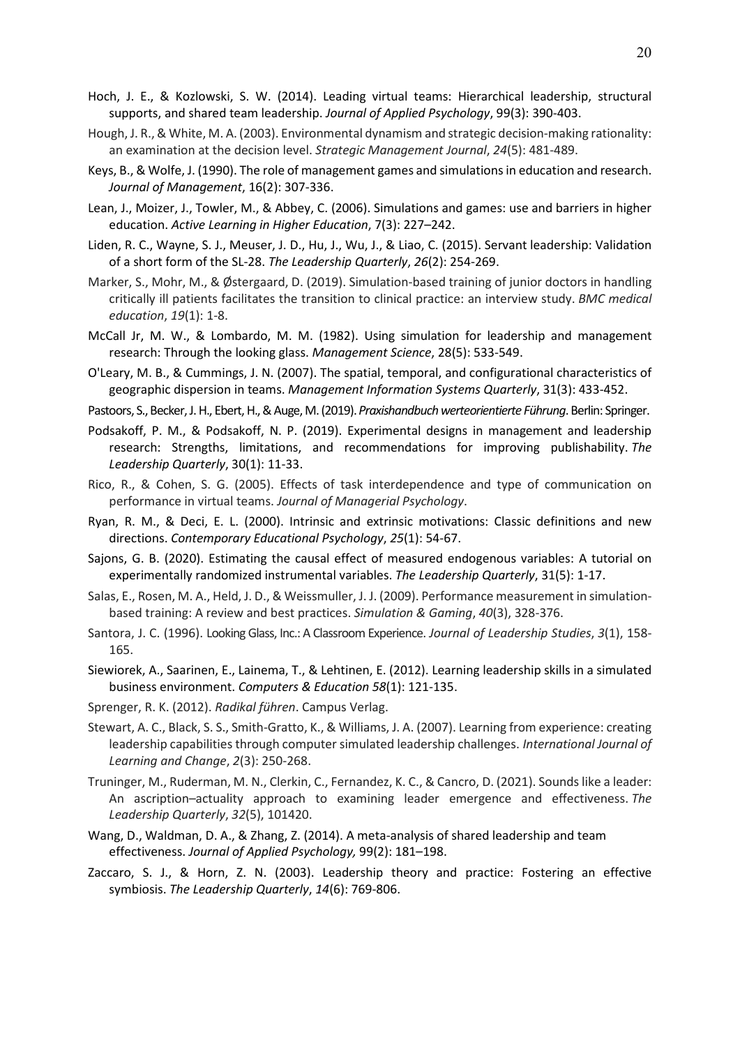Hoch, J. E., & Kozlowski, S. W. (2014). Leading virtual teams: Hierarchical leadership, structural supports, and shared team leadership. *Journal of Applied Psychology*, 99(3): 390-403.

Hough, J. R., & White, M. A. (2003). Environmental dynamism and strategic decision-making rationality: an examination at the decision level. *Strategic Management Journal*, *24*(5): 481-489.

Keys, B., & Wolfe, J. (1990). The role of management games and simulations in education and research. *Journal of Management*, 16(2): 307-336.

Lean, J., Moizer, J., Towler, M., & Abbey, C. (2006). Simulations and games: use and barriers in higher education. *Active Learning in Higher Education*, 7(3): 227–242.

Liden, R. C., Wayne, S. J., Meuser, J. D., Hu, J., Wu, J., & Liao, C. (2015). Servant leadership: Validation of a short form of the SL-28. *The Leadership Quarterly*, *26*(2): 254-269.

Marker, S., Mohr, M., & Østergaard, D. (2019). Simulation-based training of junior doctors in handling critically ill patients facilitates the transition to clinical practice: an interview study. *BMC medical education*, *19*(1): 1-8.

McCall Jr, M. W., & Lombardo, M. M. (1982). Using simulation for leadership and management research: Through the looking glass. *Management Science*, 28(5): 533-549.

O'Leary, M. B., & Cummings, J. N. (2007). The spatial, temporal, and configurational characteristics of geographic dispersion in teams. *Management Information Systems Quarterly*, 31(3): 433-452.

Pastoors, S., Becker, J. H., Ebert, H., & Auge, M. (2019). *Praxishandbuch werteorientierte Führung*. Berlin: Springer.

Podsakoff, P. M., & Podsakoff, N. P. (2019). Experimental designs in management and leadership research: Strengths, limitations, and recommendations for improving publishability. *The Leadership Quarterly*, 30(1): 11-33.

Rico, R., & Cohen, S. G. (2005). Effects of task interdependence and type of communication on performance in virtual teams. *Journal of Managerial Psychology*.

Ryan, R. M., & Deci, E. L. (2000). Intrinsic and extrinsic motivations: Classic definitions and new directions. *Contemporary Educational Psychology*, *25*(1): 54-67.

Sajons, G. B. (2020). Estimating the causal effect of measured endogenous variables: A tutorial on experimentally randomized instrumental variables. *The Leadership Quarterly*, 31(5): 1-17.

Salas, E., Rosen, M. A., Held, J. D., & Weissmuller, J. J. (2009). Performance measurement in simulation-based training: A review and best practices. *Simulation & Gaming*, *40*(3), 328-376.

Santora, J. C. (1996). Looking Glass, Inc.: A Classroom Experience. *Journal of Leadership Studies*, *3*(1), 158-165.

Siewiorek, A., Saarinen, E., Lainema, T., & Lehtinen, E. (2012). Learning leadership skills in a simulated business environment. *Computers & Education 58*(1): 121-135.

Sprenger, R. K. (2012). *Radikal führen*. Campus Verlag.

Stewart, A. C., Black, S. S., Smith-Gratto, K., & Williams, J. A. (2007). Learning from experience: creating leadership capabilities through computer simulated leadership challenges. *International Journal of Learning and Change*, *2*(3): 250-268.

Truninger, M., Ruderman, M. N., Clerkin, C., Fernandez, K. C., & Cancro, D. (2021). Sounds like a leader: An ascription–actuality approach to examining leader emergence and effectiveness. *The Leadership Quarterly*, *32*(5), 101420.

Wang, D., Waldman, D. A., & Zhang, Z. (2014). A meta-analysis of shared leadership and team effectiveness. *Journal of Applied Psychology,* 99(2): 181–198.

Zaccaro, S. J., & Horn, Z. N. (2003). Leadership theory and practice: Fostering an effective symbiosis. *The Leadership Quarterly*, *14*(6): 769-806.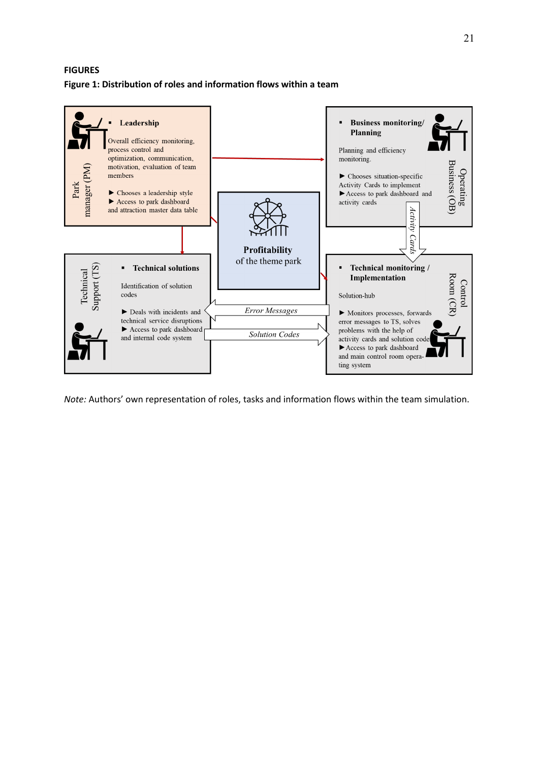**FIGURES**

**Figure 1: Distribution of roles and information flows within a team**

Park manager (PM)

- **Leadership**

Overall efficiency monitoring, process control and optimization, communication, motivation, evaluation of team members

► Chooses a leadership style
► Access to park dashboard and attraction master data table

Operating Business (OB)

- **Business monitoring/ Planning**

Planning and efficiency monitoring.

► Chooses situation-specific Activity Cards to implement
► Access to park dashboard and activity cards

**Profitability** of the theme park

*Activity Cards*

Technical Support (TS)

- **Technical solutions**

Identification of solution codes

► Deals with incidents and technical service disruptions
► Access to park dashboard and internal code system

*Error Messages*

*Solution Codes*

Control Room (CR)

- **Technical monitoring / Implementation**

Solution-hub

► Monitors processes, forwards error messages to TS, solves problems with the help of activity cards and solution code
► Access to park dashboard and main control room operating system

*Note:* Authors' own representation of roles, tasks and information flows within the team simulation.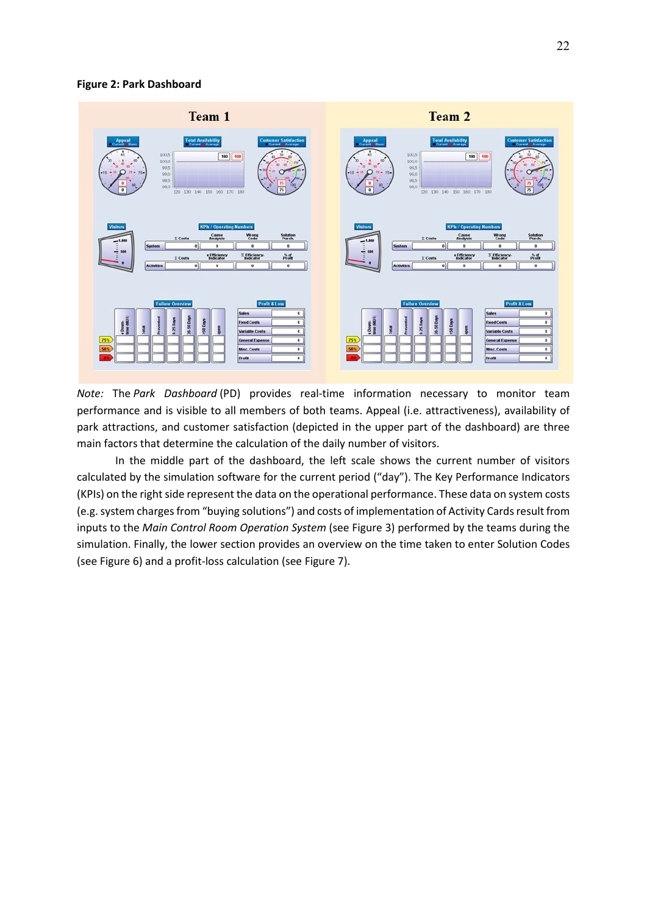**Figure 2: Park Dashboard**

*Note:* The *Park Dashboard* (PD) provides real-time information necessary to monitor team performance and is visible to all members of both teams. Appeal (i.e. attractiveness), availability of park attractions, and customer satisfaction (depicted in the upper part of the dashboard) are three main factors that determine the calculation of the daily number of visitors.

In the middle part of the dashboard, the left scale shows the current number of visitors calculated by the simulation software for the current period ("day"). The Key Performance Indicators (KPIs) on the right side represent the data on the operational performance. These data on system costs (e.g. system charges from "buying solutions") and costs of implementation of Activity Cards result from inputs to the *Main Control Room Operation System* (see Figure 3) performed by the teams during the simulation. Finally, the lower section provides an overview on the time taken to enter Solution Codes (see Figure 6) and a profit-loss calculation (see Figure 7).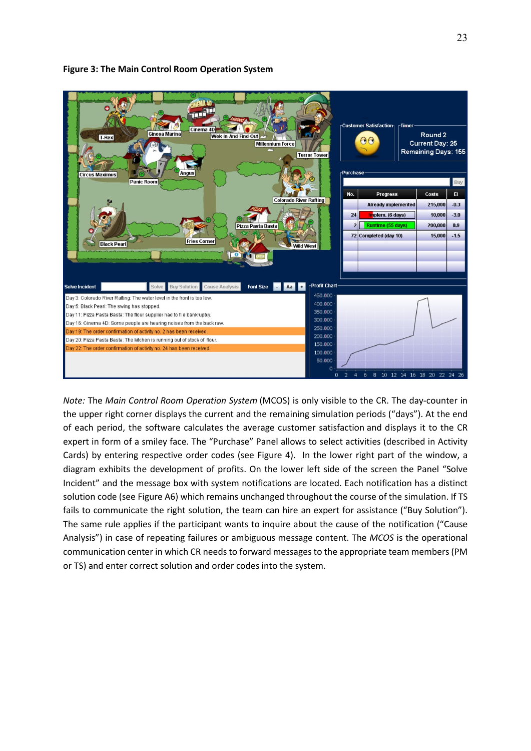**Figure 3: The Main Control Room Operation System**

*Note:* The *Main Control Room Operation System* (MCOS) is only visible to the CR. The day-counter in the upper right corner displays the current and the remaining simulation periods ("days"). At the end of each period, the software calculates the average customer satisfaction and displays it to the CR expert in form of a smiley face. The "Purchase" Panel allows to select activities (described in Activity Cards) by entering respective order codes (see Figure 4). In the lower right part of the window, a diagram exhibits the development of profits. On the lower left side of the screen the Panel "Solve Incident" and the message box with system notifications are located. Each notification has a distinct solution code (see Figure A6) which remains unchanged throughout the course of the simulation. If TS fails to communicate the right solution, the team can hire an expert for assistance ("Buy Solution"). The same rule applies if the participant wants to inquire about the cause of the notification ("Cause Analysis") in case of repeating failures or ambiguous message content. The *MCOS* is the operational communication center in which CR needs to forward messages to the appropriate team members (PM or TS) and enter correct solution and order codes into the system.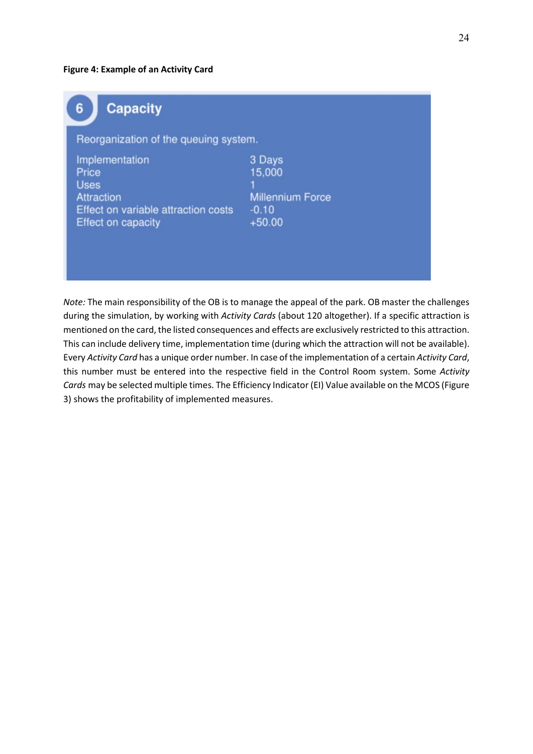**Figure 4: Example of an Activity Card**

**6 Capacity**

Reorganization of the queuing system.

| | |
|---|---|
| Implementation | 3 Days |
| Price | 15,000 |
| Uses | 1 |
| Attraction | Millennium Force |
| Effect on variable attraction costs | -0.10 |
| Effect on capacity | +50.00 |

*Note:* The main responsibility of the OB is to manage the appeal of the park. OB master the challenges during the simulation, by working with *Activity Cards* (about 120 altogether). If a specific attraction is mentioned on the card, the listed consequences and effects are exclusively restricted to this attraction. This can include delivery time, implementation time (during which the attraction will not be available). Every *Activity Card* has a unique order number. In case of the implementation of a certain *Activity Card*, this number must be entered into the respective field in the Control Room system. Some *Activity Cards* may be selected multiple times. The Efficiency Indicator (EI) Value available on the MCOS (Figure 3) shows the profitability of implemented measures.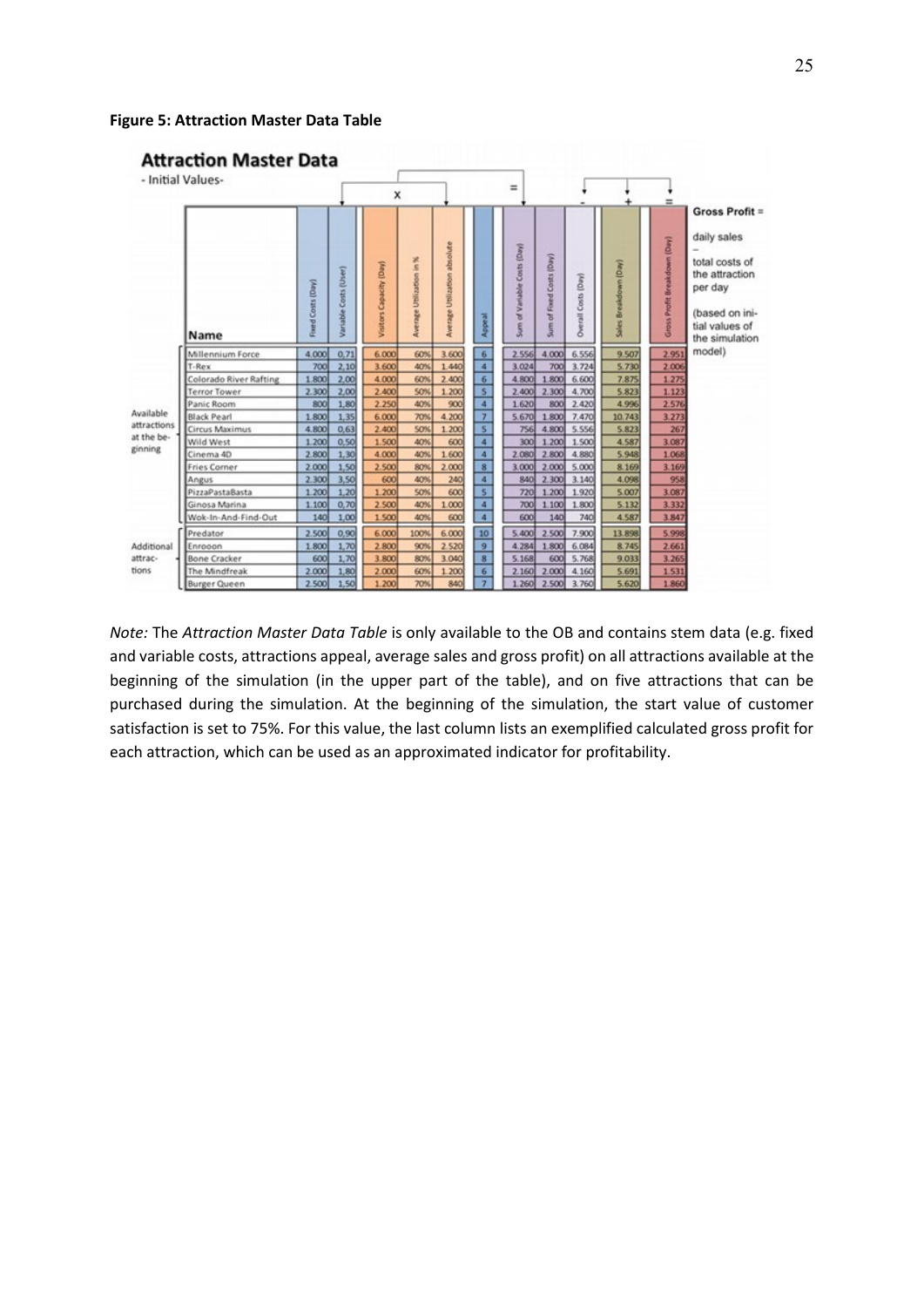**Figure 5: Attraction Master Data Table**

**Attraction Master Data**

- Initial Values-

| | Name | Fixed Costs (Day) | Variable Costs (User) | Visitors Capacity (Day) | Average Utilization in % | Average Utilization absolute | Appeal | Sum of Variable Costs (Day) | Sum of Fixed Costs (Day) | Overall Costs (Day) | Sales Breakdown (Day) | Gross Profit Breakdown (Day) |
|---|---|---|---|---|---|---|---|---|---|---|---|---|
| Available attractions at the beginning | Millennium Force | 4.000 | 0,71 | 6.000 | 60% | 3.600 | 6 | 2.556 | 4.000 | 6.556 | 9.507 | 2.951 |
| | T-Rex | 700 | 2,10 | 3.600 | 40% | 1.440 | 4 | 3.024 | 700 | 3.724 | 5.730 | 2.006 |
| | Colorado River Rafting | 1.800 | 2,00 | 4.000 | 60% | 2.400 | 6 | 4.800 | 1.800 | 6.600 | 7.875 | 1.275 |
| | Terror Tower | 2.300 | 2,00 | 2.400 | 50% | 1.200 | 5 | 2.400 | 2.300 | 4.700 | 5.823 | 1.123 |
| | Panic Room | 800 | 1,80 | 2.250 | 40% | 900 | 4 | 1.620 | 800 | 2.420 | 4.996 | 2.576 |
| | Black Pearl | 1.800 | 1,35 | 6.000 | 70% | 4.200 | 7 | 5.670 | 1.800 | 7.470 | 10.743 | 3.273 |
| | Circus Maximus | 4.800 | 0,63 | 2.400 | 50% | 1.200 | 5 | 756 | 4.800 | 5.556 | 5.823 | 267 |
| | Wild West | 1.200 | 0,50 | 1.500 | 40% | 600 | 4 | 300 | 1.200 | 1.500 | 4.587 | 3.087 |
| | Cinema 4D | 2.800 | 1,30 | 4.000 | 40% | 1.600 | 4 | 2.080 | 2.800 | 4.880 | 5.948 | 1.068 |
| | Fries Corner | 2.000 | 1,50 | 2.500 | 80% | 2.000 | 8 | 3.000 | 2.000 | 5.000 | 8.169 | 3.169 |
| | Angus | 2.300 | 3,50 | 600 | 40% | 240 | 4 | 840 | 2.300 | 3.140 | 4.098 | 958 |
| | PizzaPastaBasta | 1.200 | 1,20 | 1.200 | 50% | 600 | 5 | 720 | 1.200 | 1.920 | 5.007 | 3.087 |
| | Ginosa Marina | 1.100 | 0,70 | 2.500 | 40% | 1.000 | 4 | 700 | 1.100 | 1.800 | 5.132 | 3.332 |
| | Wok-In-And-Find-Out | 140 | 1,00 | 1.500 | 40% | 600 | 4 | 600 | 140 | 740 | 4.587 | 3.847 |
| Additional attractions | Predator | 2.500 | 0,90 | 6.000 | 100% | 6.000 | 10 | 5.400 | 2.500 | 7.900 | 13.898 | 5.998 |
| | Enrooon | 1.800 | 1,70 | 2.800 | 90% | 2.520 | 9 | 4.284 | 1.800 | 6.084 | 8.745 | 2.661 |
| | Bone Cracker | 600 | 1,70 | 3.800 | 80% | 3.040 | 8 | 5.168 | 600 | 5.768 | 9.033 | 3.265 |
| | The Mindfreak | 2.000 | 1,80 | 2.000 | 60% | 1.200 | 6 | 2.160 | 2.000 | 4.160 | 5.691 | 1.531 |
| | Burger Queen | 2.500 | 1,50 | 1.200 | 70% | 840 | 7 | 1.260 | 2.500 | 3.760 | 5.620 | 1.860 |

Gross Profit = daily sales − total costs of the attraction per day (based on initial values of the simulation model)

*Note:* The *Attraction Master Data Table* is only available to the OB and contains stem data (e.g. fixed and variable costs, attractions appeal, average sales and gross profit) on all attractions available at the beginning of the simulation (in the upper part of the table), and on five attractions that can be purchased during the simulation. At the beginning of the simulation, the start value of customer satisfaction is set to 75%. For this value, the last column lists an exemplified calculated gross profit for each attraction, which can be used as an approximated indicator for profitability.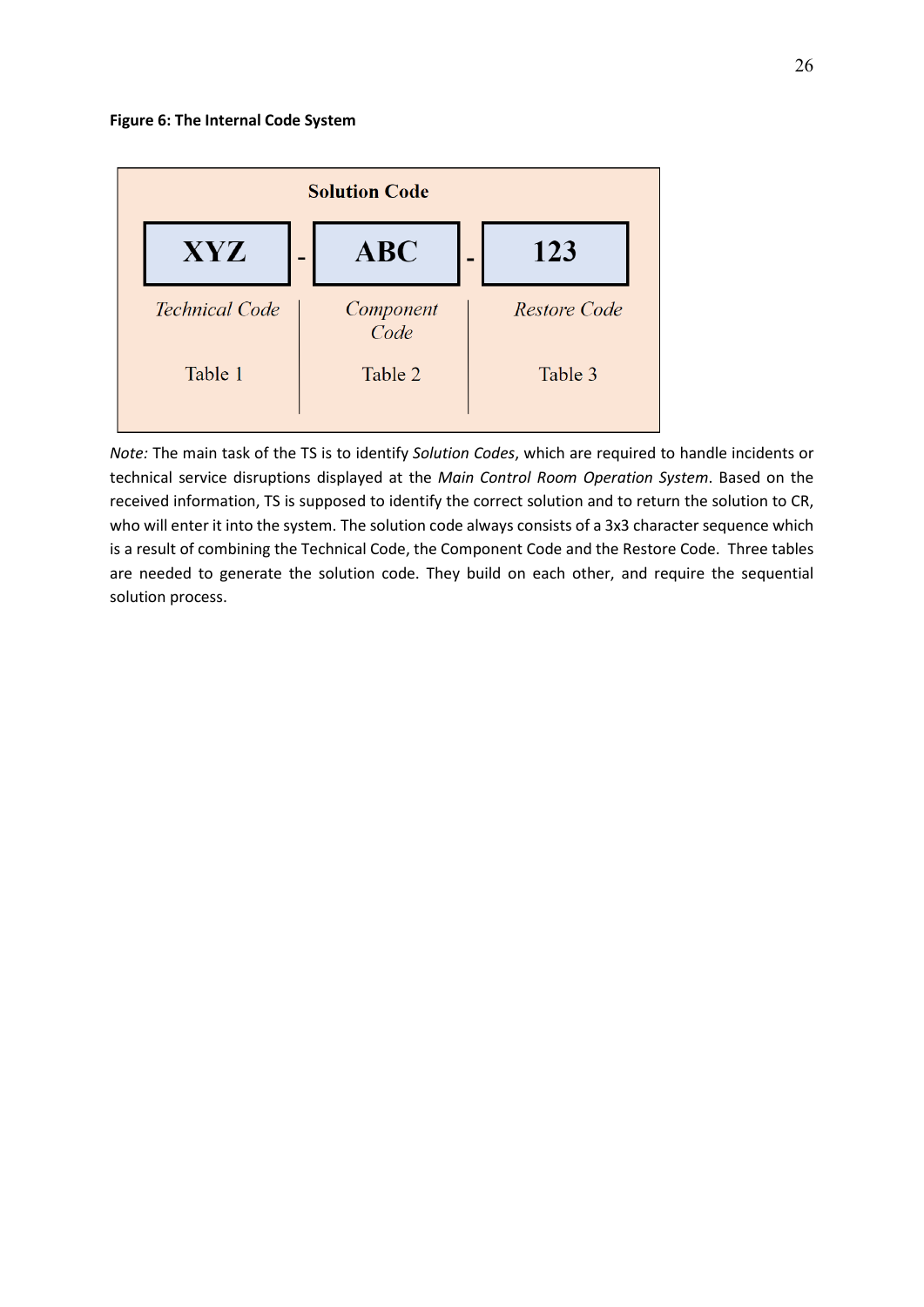**Figure 6: The Internal Code System**

| Solution Code | | |
|---|---|---|
| XYZ | ABC | 123 |
| *Technical Code* | *Component Code* | *Restore Code* |
| Table 1 | Table 2 | Table 3 |

*Note:* The main task of the TS is to identify *Solution Codes*, which are required to handle incidents or technical service disruptions displayed at the *Main Control Room Operation System*. Based on the received information, TS is supposed to identify the correct solution and to return the solution to CR, who will enter it into the system. The solution code always consists of a 3x3 character sequence which is a result of combining the Technical Code, the Component Code and the Restore Code. Three tables are needed to generate the solution code. They build on each other, and require the sequential solution process.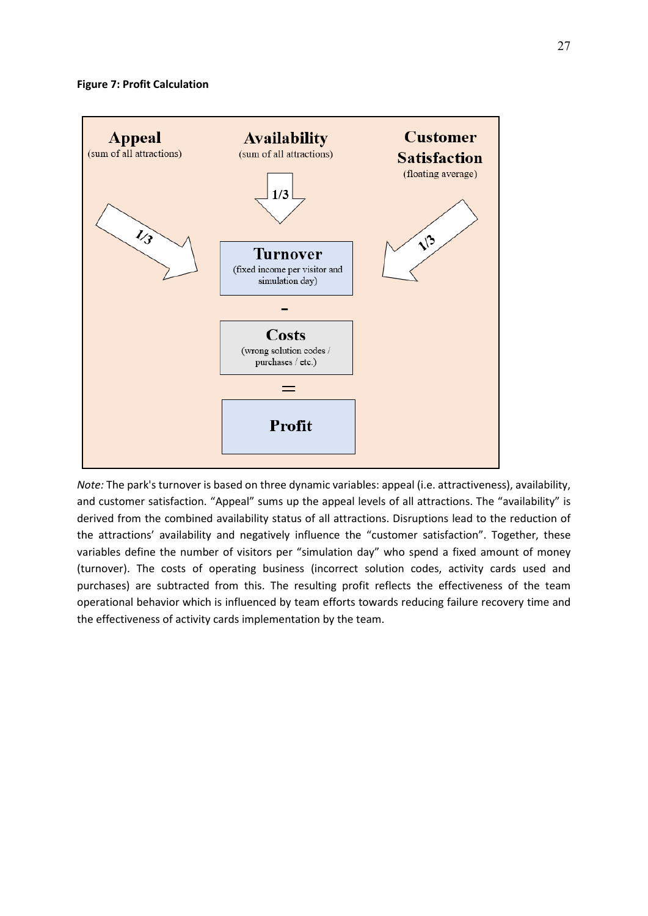**Figure 7: Profit Calculation**

**Appeal** (sum of all attractions)

**Availability** (sum of all attractions)

**Customer Satisfaction** (floating average)

1/3 — 1/3 — 1/3

**Turnover** (fixed income per visitor and simulation day)

\-

**Costs** (wrong solution codes / purchases / etc.)

=

**Profit**

*Note:* The park's turnover is based on three dynamic variables: appeal (i.e. attractiveness), availability, and customer satisfaction. "Appeal" sums up the appeal levels of all attractions. The "availability" is derived from the combined availability status of all attractions. Disruptions lead to the reduction of the attractions' availability and negatively influence the "customer satisfaction". Together, these variables define the number of visitors per "simulation day" who spend a fixed amount of money (turnover). The costs of operating business (incorrect solution codes, activity cards used and purchases) are subtracted from this. The resulting profit reflects the effectiveness of the team operational behavior which is influenced by team efforts towards reducing failure recovery time and the effectiveness of activity cards implementation by the team.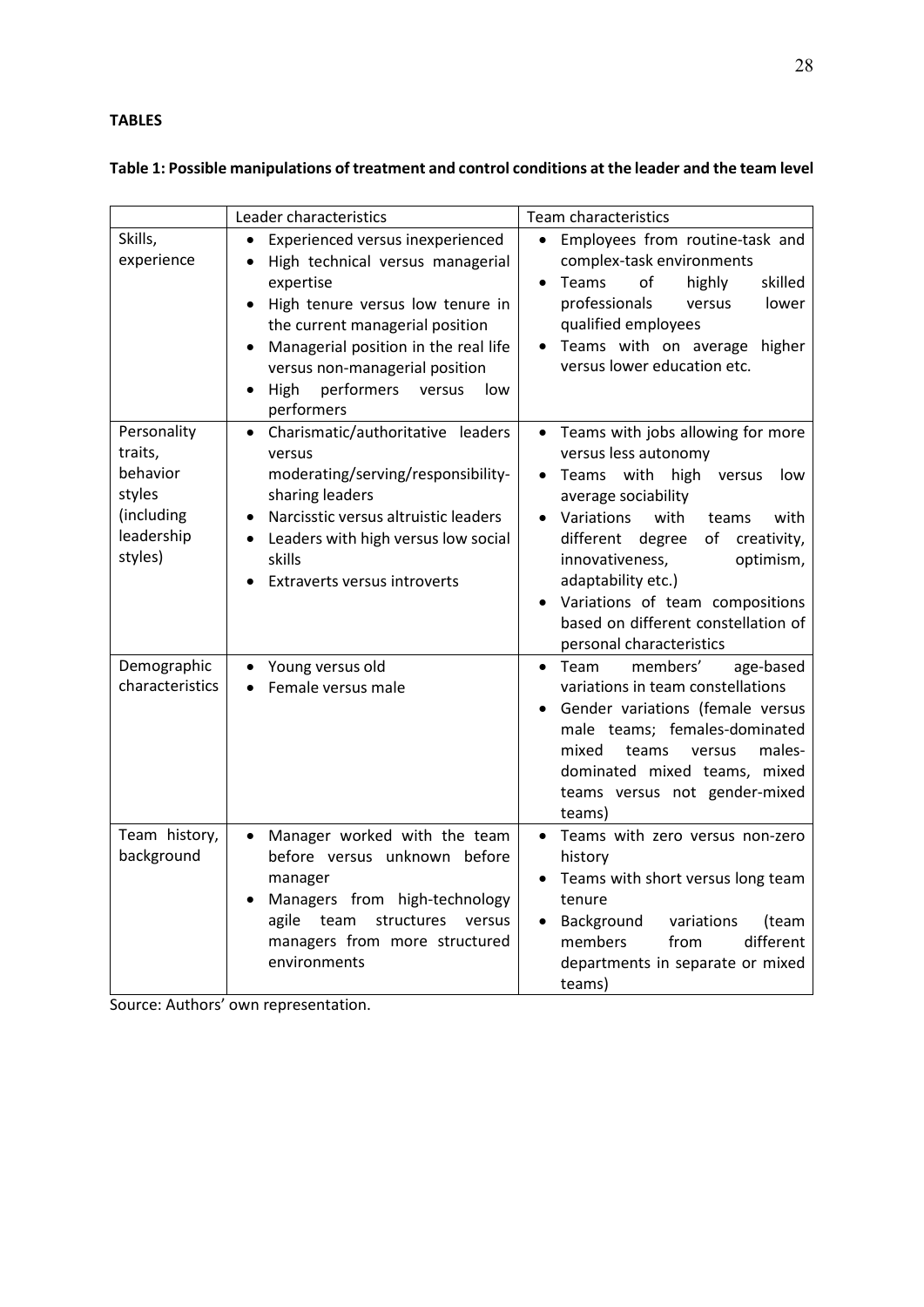**TABLES**

**Table 1: Possible manipulations of treatment and control conditions at the leader and the team level**

| | Leader characteristics | Team characteristics |
|---|---|---|
| Skills, experience | • Experienced versus inexperienced<br>• High technical versus managerial expertise<br>• High tenure versus low tenure in the current managerial position<br>• Managerial position in the real life versus non-managerial position<br>• High performers versus low performers | • Employees from routine-task and complex-task environments<br>• Teams of highly skilled professionals versus lower qualified employees<br>• Teams with on average higher versus lower education etc. |
| Personality traits, behavior styles (including leadership styles) | • Charismatic/authoritative leaders versus moderating/serving/responsibility-sharing leaders<br>• Narcisstic versus altruistic leaders<br>• Leaders with high versus low social skills<br>• Extraverts versus introverts | • Teams with jobs allowing for more versus less autonomy<br>• Teams with high versus low average sociability<br>• Variations with teams with different degree of creativity, innovativeness, optimism, adaptability etc.)<br>• Variations of team compositions based on different constellation of personal characteristics |
| Demographic characteristics | • Young versus old<br>• Female versus male | • Team members' age-based variations in team constellations<br>• Gender variations (female versus male teams; females-dominated mixed teams versus males-dominated mixed teams, mixed teams versus not gender-mixed teams) |
| Team history, background | • Manager worked with the team before versus unknown before manager<br>• Managers from high-technology agile team structures versus managers from more structured environments | • Teams with zero versus non-zero history<br>• Teams with short versus long team tenure<br>• Background variations (team members from different departments in separate or mixed teams) |

Source: Authors' own representation.